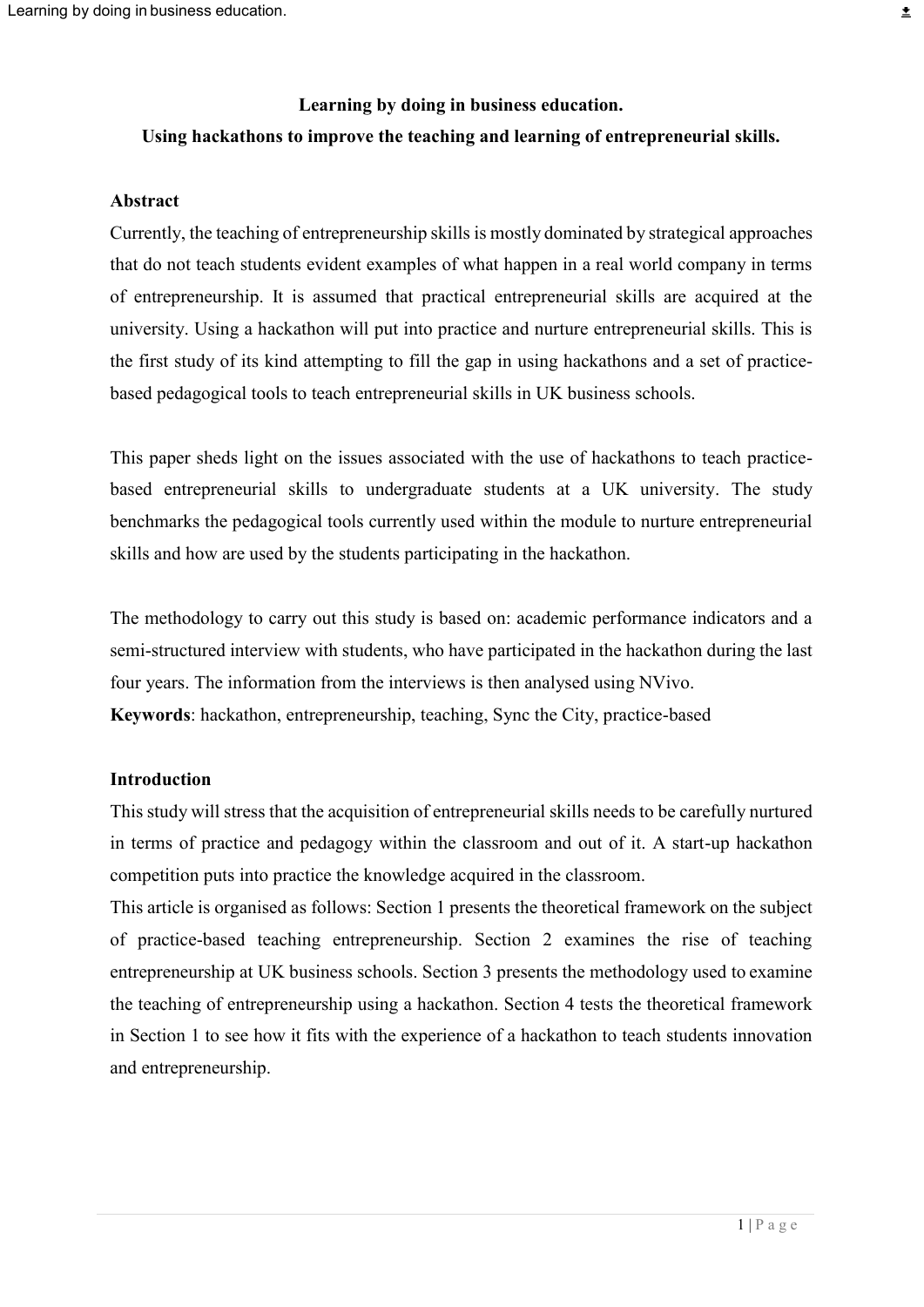# Learning by doing in business education.

## Using hackathons to improve the teaching and learning of entrepreneurial skills.

### Abstract

Currently, the teaching of entrepreneurship skills is mostly dominated by strategical approaches that do not teach students evident examples of what happen in a real world company in terms of entrepreneurship. It is assumed that practical entrepreneurial skills are acquired at the university. Using a hackathon will put into practice and nurture entrepreneurial skills. This is the first study of its kind attempting to fill the gap in using hackathons and a set of practice-based pedagogical tools to teach entrepreneurial skills in UK business schools.

This paper sheds light on the issues associated with the use of hackathons to teach practice-based entrepreneurial skills to undergraduate students at a UK university. The study benchmarks the pedagogical tools currently used within the module to nurture entrepreneurial skills and how are used by the students participating in the hackathon.

The methodology to carry out this study is based on: academic performance indicators and a semi-structured interview with students, who have participated in the hackathon during the last four years. The information from the interviews is then analysed using NVivo.

**Keywords**: hackathon, entrepreneurship, teaching, Sync the City, practice-based

### Introduction

This study will stress that the acquisition of entrepreneurial skills needs to be carefully nurtured in terms of practice and pedagogy within the classroom and out of it. A start-up hackathon competition puts into practice the knowledge acquired in the classroom.

This article is organised as follows: Section 1 presents the theoretical framework on the subject of practice-based teaching entrepreneurship. Section 2 examines the rise of teaching entrepreneurship at UK business schools. Section 3 presents the methodology used to examine the teaching of entrepreneurship using a hackathon. Section 4 tests the theoretical framework in Section 1 to see how it fits with the experience of a hackathon to teach students innovation and entrepreneurship.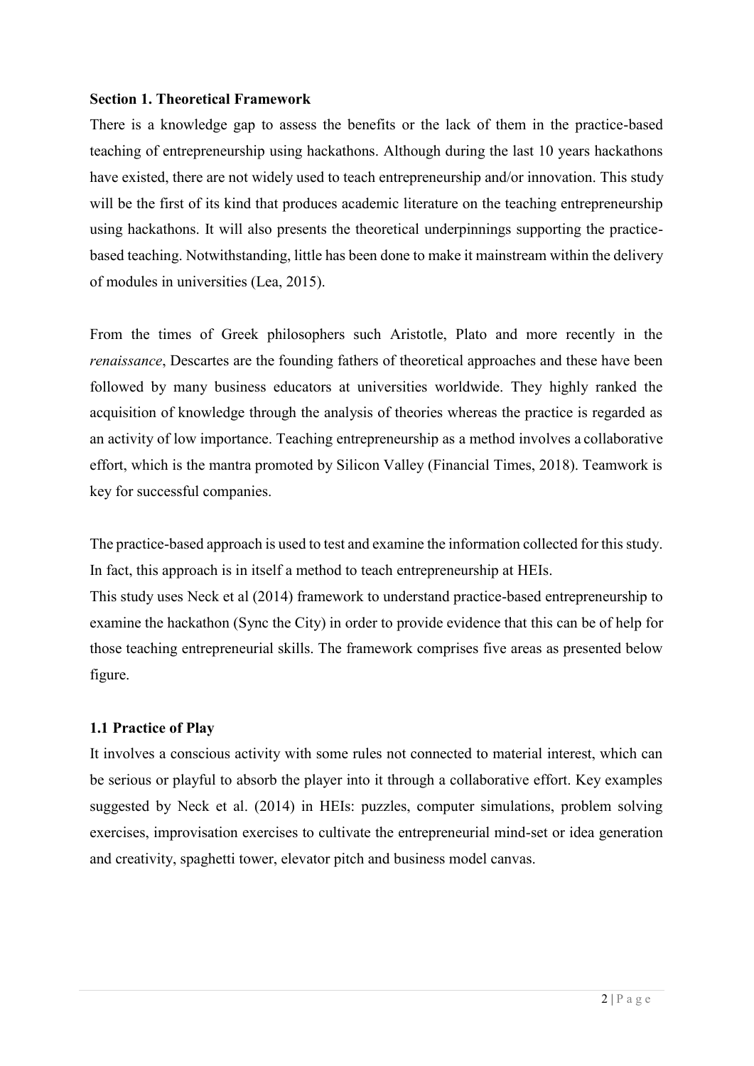**Section 1. Theoretical Framework**

There is a knowledge gap to assess the benefits or the lack of them in the practice-based teaching of entrepreneurship using hackathons. Although during the last 10 years hackathons have existed, there are not widely used to teach entrepreneurship and/or innovation. This study will be the first of its kind that produces academic literature on the teaching entrepreneurship using hackathons. It will also presents the theoretical underpinnings supporting the practice-based teaching. Notwithstanding, little has been done to make it mainstream within the delivery of modules in universities (Lea, 2015).

From the times of Greek philosophers such Aristotle, Plato and more recently in the *renaissance*, Descartes are the founding fathers of theoretical approaches and these have been followed by many business educators at universities worldwide. They highly ranked the acquisition of knowledge through the analysis of theories whereas the practice is regarded as an activity of low importance. Teaching entrepreneurship as a method involves a collaborative effort, which is the mantra promoted by Silicon Valley (Financial Times, 2018). Teamwork is key for successful companies.

The practice-based approach is used to test and examine the information collected for this study. In fact, this approach is in itself a method to teach entrepreneurship at HEIs.
This study uses Neck et al (2014) framework to understand practice-based entrepreneurship to examine the hackathon (Sync the City) in order to provide evidence that this can be of help for those teaching entrepreneurial skills. The framework comprises five areas as presented below figure.

**1.1 Practice of Play**

It involves a conscious activity with some rules not connected to material interest, which can be serious or playful to absorb the player into it through a collaborative effort. Key examples suggested by Neck et al. (2014) in HEIs: puzzles, computer simulations, problem solving exercises, improvisation exercises to cultivate the entrepreneurial mind-set or idea generation and creativity, spaghetti tower, elevator pitch and business model canvas.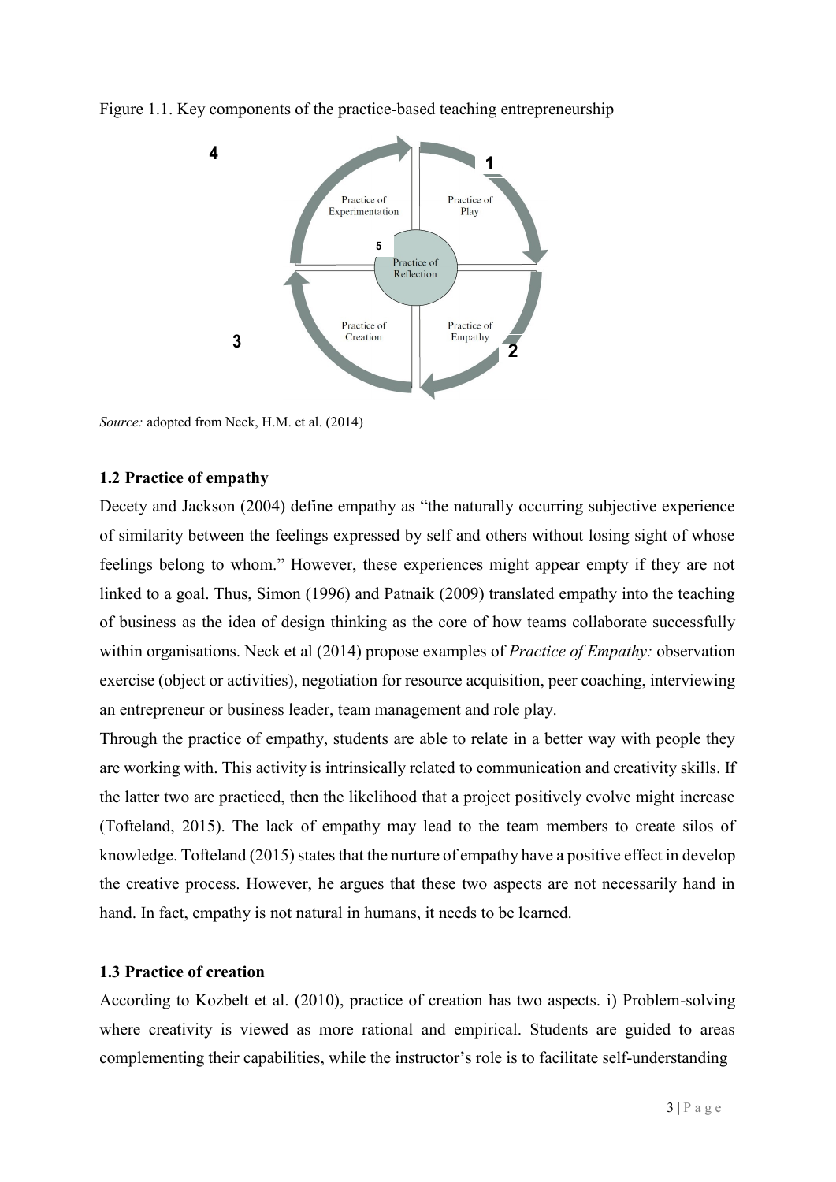Figure 1.1. Key components of the practice-based teaching entrepreneurship

4

1

Practice of Experimentation

Practice of Play

5

Practice of Reflection

Practice of Creation

Practice of Empathy

3

2

*Source:* adopted from Neck, H.M. et al. (2014)

### 1.2 Practice of empathy

Decety and Jackson (2004) define empathy as "the naturally occurring subjective experience of similarity between the feelings expressed by self and others without losing sight of whose feelings belong to whom." However, these experiences might appear empty if they are not linked to a goal. Thus, Simon (1996) and Patnaik (2009) translated empathy into the teaching of business as the idea of design thinking as the core of how teams collaborate successfully within organisations. Neck et al (2014) propose examples of *Practice of Empathy:* observation exercise (object or activities), negotiation for resource acquisition, peer coaching, interviewing an entrepreneur or business leader, team management and role play.

Through the practice of empathy, students are able to relate in a better way with people they are working with. This activity is intrinsically related to communication and creativity skills. If the latter two are practiced, then the likelihood that a project positively evolve might increase (Tofteland, 2015). The lack of empathy may lead to the team members to create silos of knowledge. Tofteland (2015) states that the nurture of empathy have a positive effect in develop the creative process. However, he argues that these two aspects are not necessarily hand in hand. In fact, empathy is not natural in humans, it needs to be learned.

### 1.3 Practice of creation

According to Kozbelt et al. (2010), practice of creation has two aspects. i) Problem-solving where creativity is viewed as more rational and empirical. Students are guided to areas complementing their capabilities, while the instructor's role is to facilitate self-understanding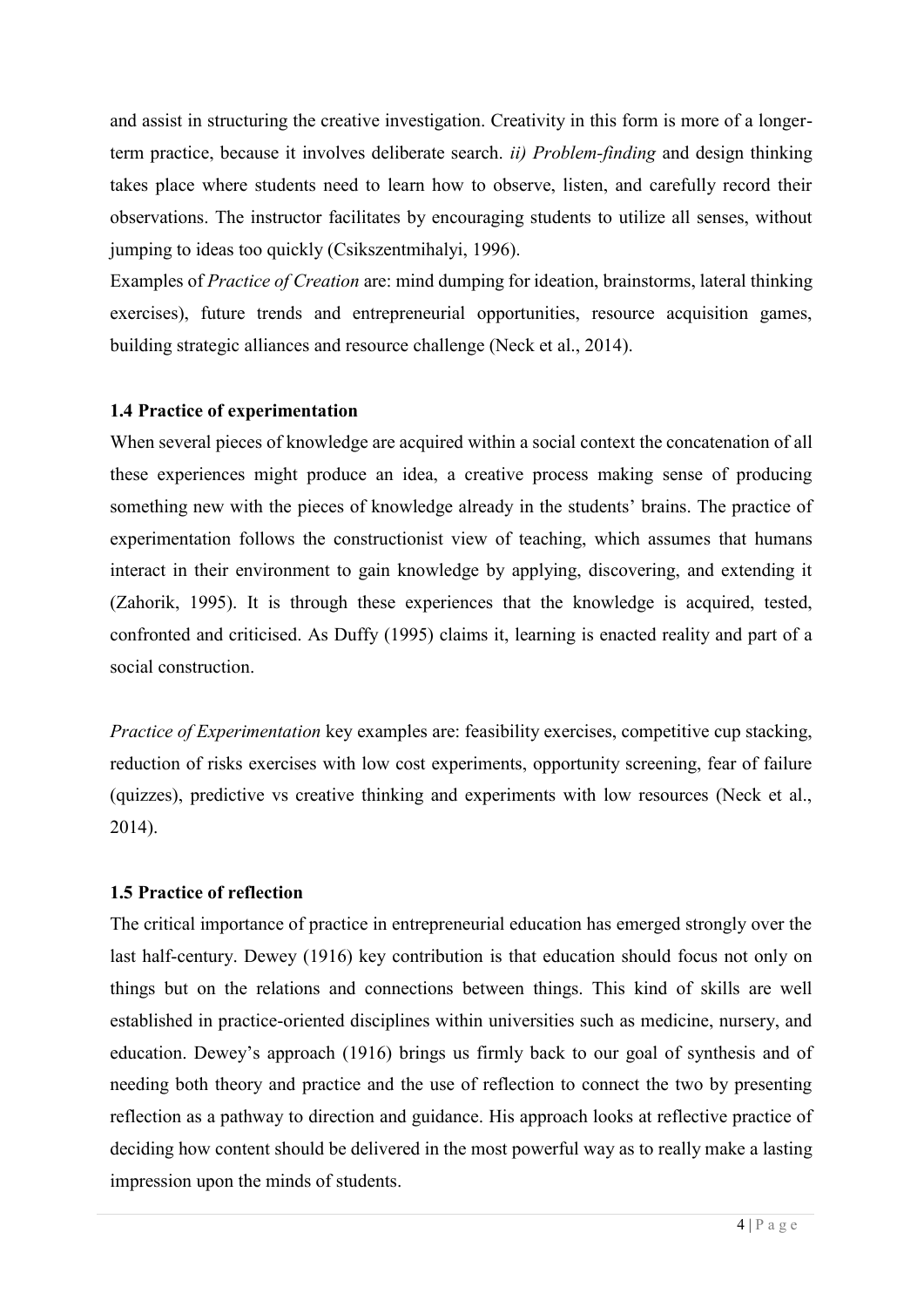and assist in structuring the creative investigation. Creativity in this form is more of a longer-term practice, because it involves deliberate search. *ii) Problem-finding* and design thinking takes place where students need to learn how to observe, listen, and carefully record their observations. The instructor facilitates by encouraging students to utilize all senses, without jumping to ideas too quickly (Csikszentmihalyi, 1996).

Examples of *Practice of Creation* are: mind dumping for ideation, brainstorms, lateral thinking exercises), future trends and entrepreneurial opportunities, resource acquisition games, building strategic alliances and resource challenge (Neck et al., 2014).

### 1.4 Practice of experimentation

When several pieces of knowledge are acquired within a social context the concatenation of all these experiences might produce an idea, a creative process making sense of producing something new with the pieces of knowledge already in the students' brains. The practice of experimentation follows the constructionist view of teaching, which assumes that humans interact in their environment to gain knowledge by applying, discovering, and extending it (Zahorik, 1995). It is through these experiences that the knowledge is acquired, tested, confronted and criticised. As Duffy (1995) claims it, learning is enacted reality and part of a social construction.

*Practice of Experimentation* key examples are: feasibility exercises, competitive cup stacking, reduction of risks exercises with low cost experiments, opportunity screening, fear of failure (quizzes), predictive vs creative thinking and experiments with low resources (Neck et al., 2014).

### 1.5 Practice of reflection

The critical importance of practice in entrepreneurial education has emerged strongly over the last half-century. Dewey (1916) key contribution is that education should focus not only on things but on the relations and connections between things. This kind of skills are well established in practice-oriented disciplines within universities such as medicine, nursery, and education. Dewey's approach (1916) brings us firmly back to our goal of synthesis and of needing both theory and practice and the use of reflection to connect the two by presenting reflection as a pathway to direction and guidance. His approach looks at reflective practice of deciding how content should be delivered in the most powerful way as to really make a lasting impression upon the minds of students.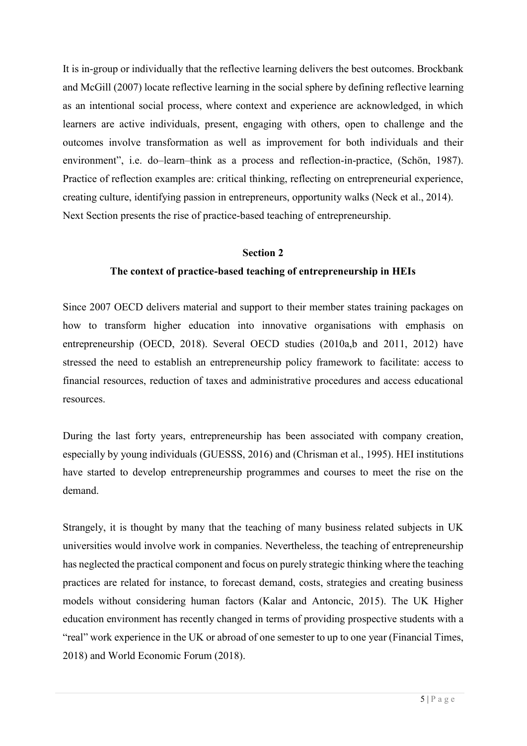It is in-group or individually that the reflective learning delivers the best outcomes. Brockbank and McGill (2007) locate reflective learning in the social sphere by defining reflective learning as an intentional social process, where context and experience are acknowledged, in which learners are active individuals, present, engaging with others, open to challenge and the outcomes involve transformation as well as improvement for both individuals and their environment", i.e. do–learn–think as a process and reflection-in-practice, (Schön, 1987). Practice of reflection examples are: critical thinking, reflecting on entrepreneurial experience, creating culture, identifying passion in entrepreneurs, opportunity walks (Neck et al., 2014). Next Section presents the rise of practice-based teaching of entrepreneurship.

## Section 2

## The context of practice-based teaching of entrepreneurship in HEIs

Since 2007 OECD delivers material and support to their member states training packages on how to transform higher education into innovative organisations with emphasis on entrepreneurship (OECD, 2018). Several OECD studies (2010a,b and 2011, 2012) have stressed the need to establish an entrepreneurship policy framework to facilitate: access to financial resources, reduction of taxes and administrative procedures and access educational resources.

During the last forty years, entrepreneurship has been associated with company creation, especially by young individuals (GUESSS, 2016) and (Chrisman et al., 1995). HEI institutions have started to develop entrepreneurship programmes and courses to meet the rise on the demand.

Strangely, it is thought by many that the teaching of many business related subjects in UK universities would involve work in companies. Nevertheless, the teaching of entrepreneurship has neglected the practical component and focus on purely strategic thinking where the teaching practices are related for instance, to forecast demand, costs, strategies and creating business models without considering human factors (Kalar and Antoncic, 2015). The UK Higher education environment has recently changed in terms of providing prospective students with a "real" work experience in the UK or abroad of one semester to up to one year (Financial Times, 2018) and World Economic Forum (2018).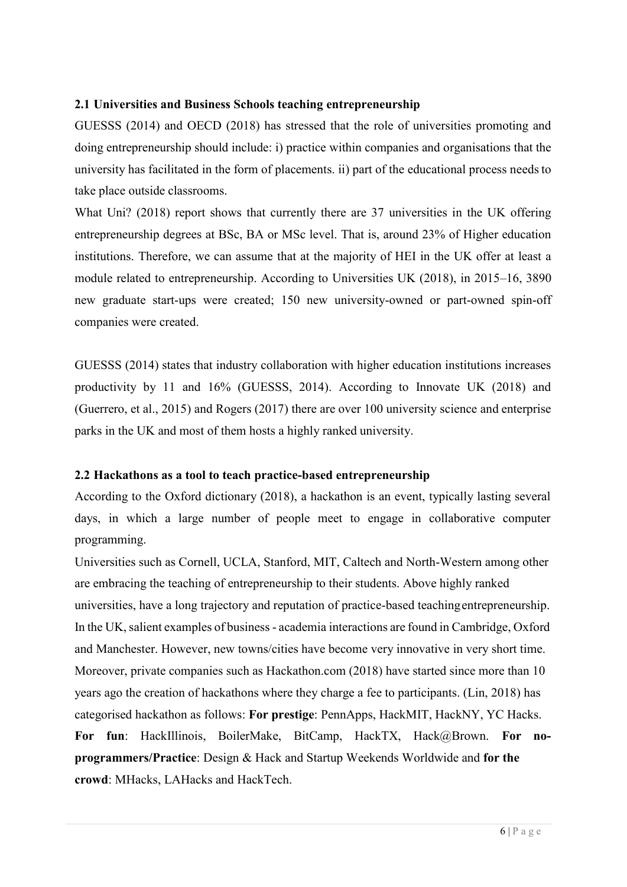### 2.1 Universities and Business Schools teaching entrepreneurship

GUESSS (2014) and OECD (2018) has stressed that the role of universities promoting and doing entrepreneurship should include: i) practice within companies and organisations that the university has facilitated in the form of placements. ii) part of the educational process needs to take place outside classrooms.

What Uni? (2018) report shows that currently there are 37 universities in the UK offering entrepreneurship degrees at BSc, BA or MSc level. That is, around 23% of Higher education institutions. Therefore, we can assume that at the majority of HEI in the UK offer at least a module related to entrepreneurship. According to Universities UK (2018), in 2015–16, 3890 new graduate start-ups were created; 150 new university-owned or part-owned spin-off companies were created.

GUESSS (2014) states that industry collaboration with higher education institutions increases productivity by 11 and 16% (GUESSS, 2014). According to Innovate UK (2018) and (Guerrero, et al., 2015) and Rogers (2017) there are over 100 university science and enterprise parks in the UK and most of them hosts a highly ranked university.

### 2.2 Hackathons as a tool to teach practice-based entrepreneurship

According to the Oxford dictionary (2018), a hackathon is an event, typically lasting several days, in which a large number of people meet to engage in collaborative computer programming.

Universities such as Cornell, UCLA, Stanford, MIT, Caltech and North-Western among other are embracing the teaching of entrepreneurship to their students. Above highly ranked universities, have a long trajectory and reputation of practice-based teaching entrepreneurship. In the UK, salient examples of business - academia interactions are found in Cambridge, Oxford and Manchester. However, new towns/cities have become very innovative in very short time. Moreover, private companies such as Hackathon.com (2018) have started since more than 10 years ago the creation of hackathons where they charge a fee to participants. (Lin, 2018) has categorised hackathon as follows: **For prestige**: PennApps, HackMIT, HackNY, YC Hacks. **For fun**: HackIllinois, BoilerMake, BitCamp, HackTX, Hack@Brown. **For no-programmers/Practice**: Design & Hack and Startup Weekends Worldwide and **for the crowd**: MHacks, LAHacks and HackTech.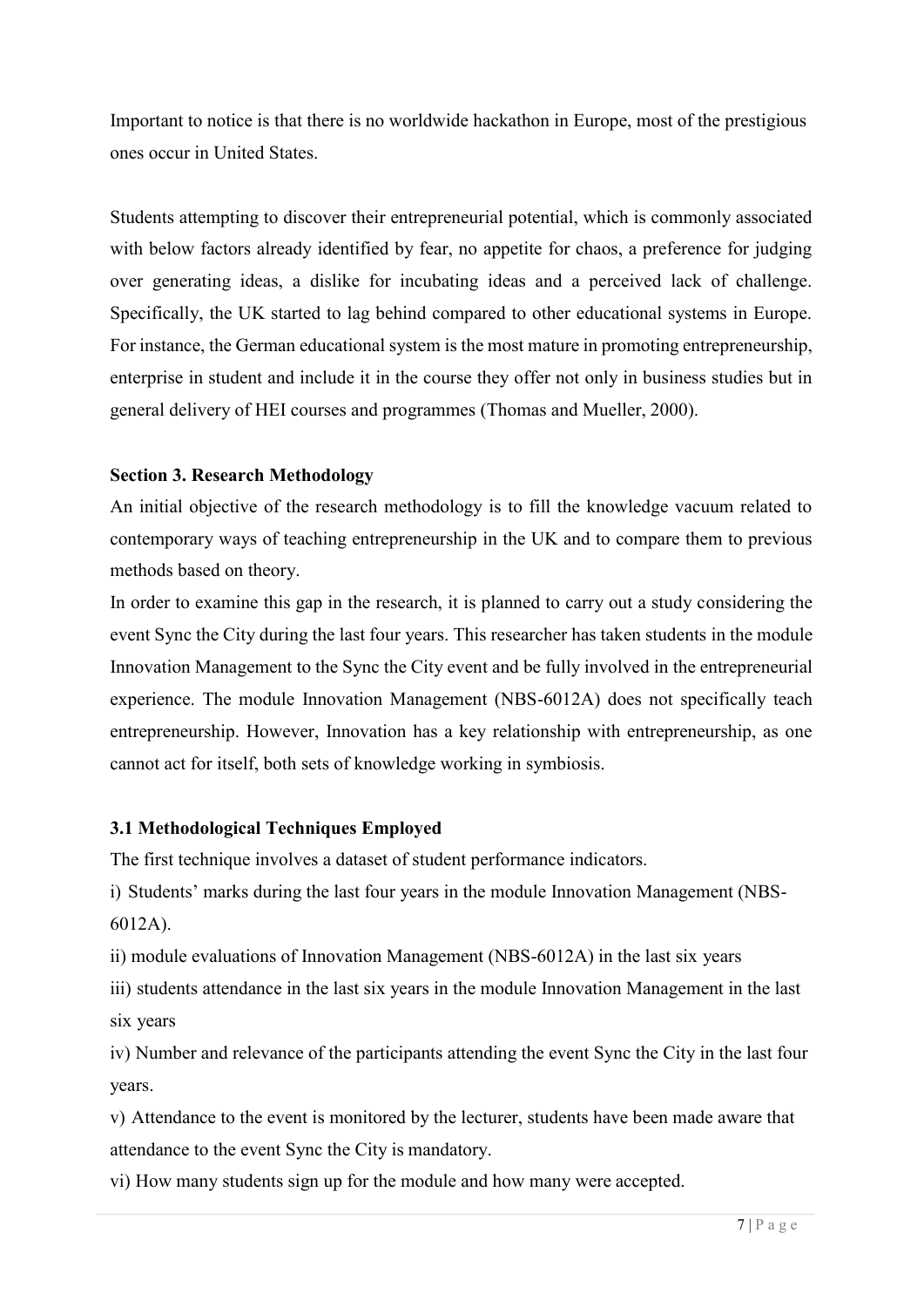Important to notice is that there is no worldwide hackathon in Europe, most of the prestigious ones occur in United States.

Students attempting to discover their entrepreneurial potential, which is commonly associated with below factors already identified by fear, no appetite for chaos, a preference for judging over generating ideas, a dislike for incubating ideas and a perceived lack of challenge. Specifically, the UK started to lag behind compared to other educational systems in Europe. For instance, the German educational system is the most mature in promoting entrepreneurship, enterprise in student and include it in the course they offer not only in business studies but in general delivery of HEI courses and programmes (Thomas and Mueller, 2000).

## Section 3. Research Methodology

An initial objective of the research methodology is to fill the knowledge vacuum related to contemporary ways of teaching entrepreneurship in the UK and to compare them to previous methods based on theory.

In order to examine this gap in the research, it is planned to carry out a study considering the event Sync the City during the last four years. This researcher has taken students in the module Innovation Management to the Sync the City event and be fully involved in the entrepreneurial experience. The module Innovation Management (NBS-6012A) does not specifically teach entrepreneurship. However, Innovation has a key relationship with entrepreneurship, as one cannot act for itself, both sets of knowledge working in symbiosis.

### 3.1 Methodological Techniques Employed

The first technique involves a dataset of student performance indicators.

i) Students' marks during the last four years in the module Innovation Management (NBS-6012A).

ii) module evaluations of Innovation Management (NBS-6012A) in the last six years

iii) students attendance in the last six years in the module Innovation Management in the last six years

iv) Number and relevance of the participants attending the event Sync the City in the last four years.

v) Attendance to the event is monitored by the lecturer, students have been made aware that attendance to the event Sync the City is mandatory.

vi) How many students sign up for the module and how many were accepted.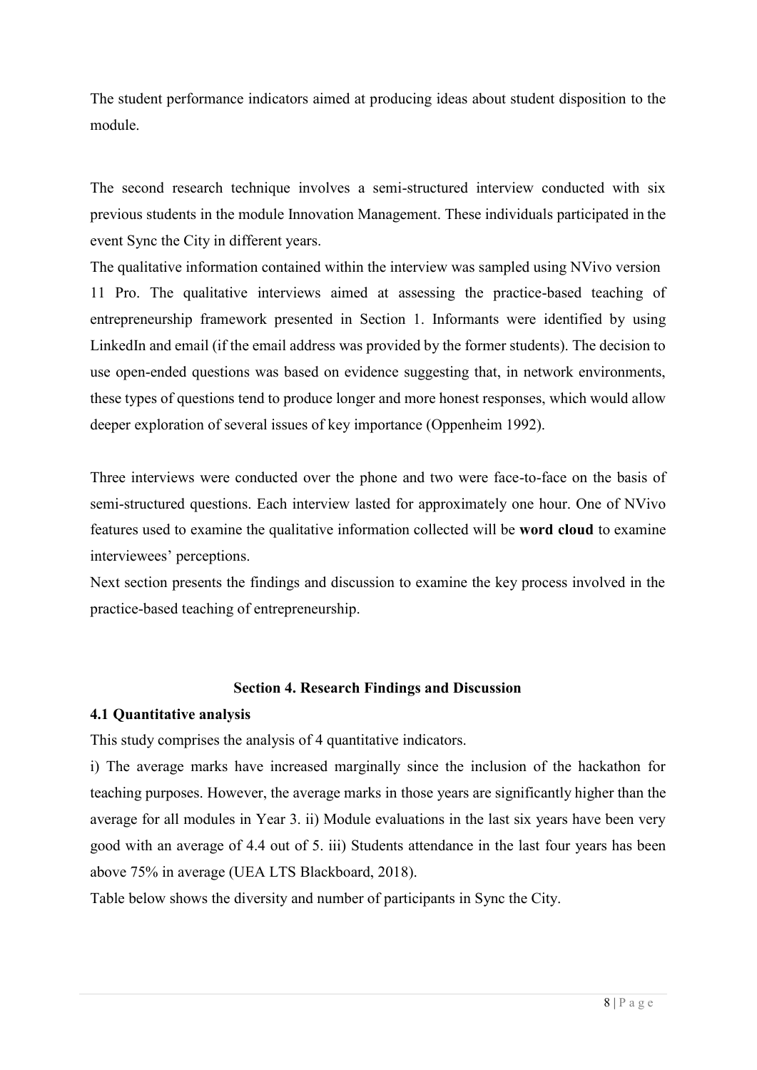The student performance indicators aimed at producing ideas about student disposition to the module.

The second research technique involves a semi-structured interview conducted with six previous students in the module Innovation Management. These individuals participated in the event Sync the City in different years.

The qualitative information contained within the interview was sampled using NVivo version 11 Pro. The qualitative interviews aimed at assessing the practice-based teaching of entrepreneurship framework presented in Section 1. Informants were identified by using LinkedIn and email (if the email address was provided by the former students). The decision to use open-ended questions was based on evidence suggesting that, in network environments, these types of questions tend to produce longer and more honest responses, which would allow deeper exploration of several issues of key importance (Oppenheim 1992).

Three interviews were conducted over the phone and two were face-to-face on the basis of semi-structured questions. Each interview lasted for approximately one hour. One of NVivo features used to examine the qualitative information collected will be **word cloud** to examine interviewees' perceptions.

Next section presents the findings and discussion to examine the key process involved in the practice-based teaching of entrepreneurship.

## Section 4. Research Findings and Discussion

### 4.1 Quantitative analysis

This study comprises the analysis of 4 quantitative indicators.

i) The average marks have increased marginally since the inclusion of the hackathon for teaching purposes. However, the average marks in those years are significantly higher than the average for all modules in Year 3. ii) Module evaluations in the last six years have been very good with an average of 4.4 out of 5. iii) Students attendance in the last four years has been above 75% in average (UEA LTS Blackboard, 2018).

Table below shows the diversity and number of participants in Sync the City.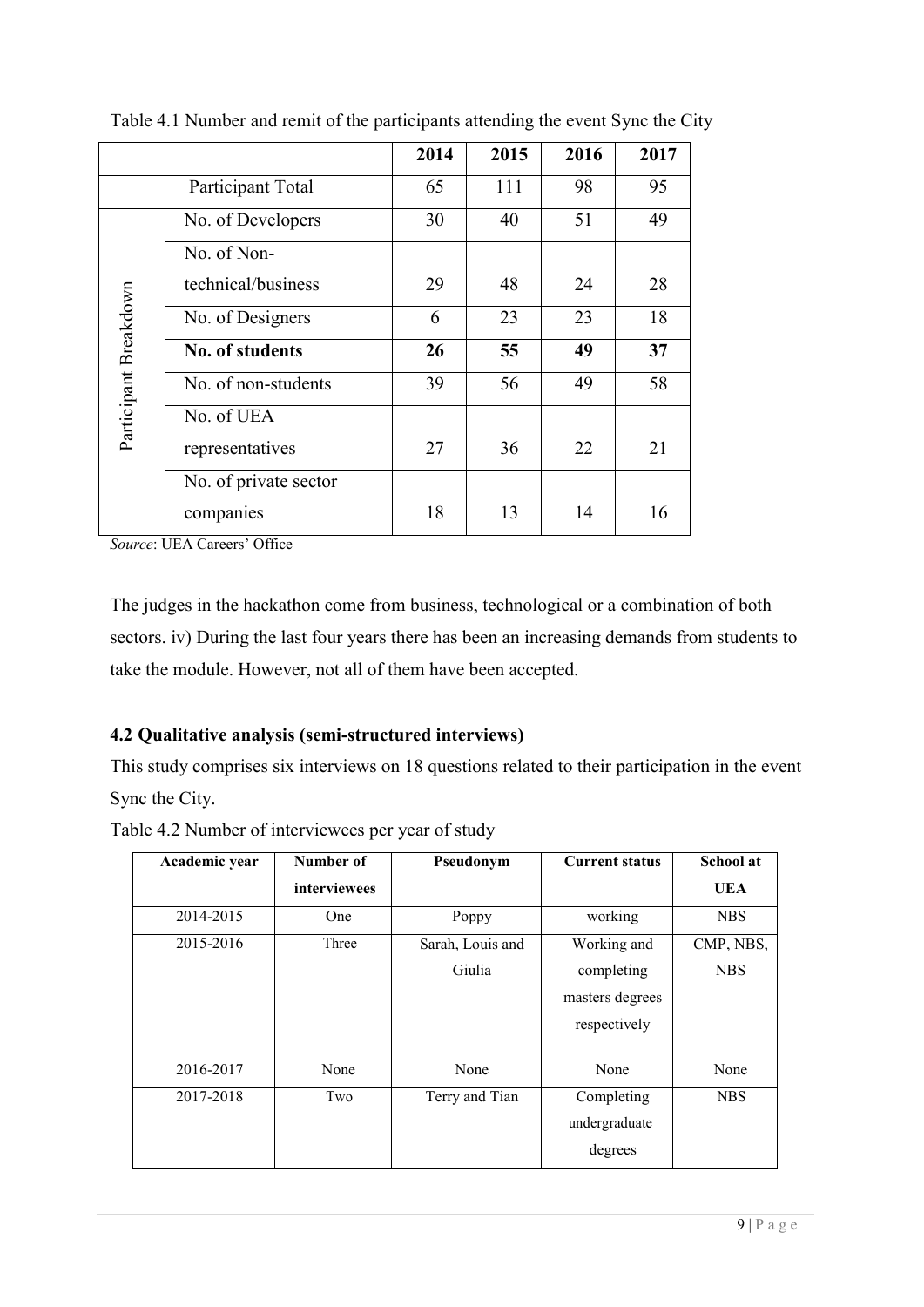Table 4.1 Number and remit of the participants attending the event Sync the City

| | | 2014 | 2015 | 2016 | 2017 |
|---|---|---|---|---|---|
| Participant Total | | 65 | 111 | 98 | 95 |
| Participant Breakdown | No. of Developers | 30 | 40 | 51 | 49 |
| | No. of Non-technical/business | 29 | 48 | 24 | 28 |
| | No. of Designers | 6 | 23 | 23 | 18 |
| | **No. of students** | **26** | **55** | **49** | **37** |
| | No. of non-students | 39 | 56 | 49 | 58 |
| | No. of UEA representatives | 27 | 36 | 22 | 21 |
| | No. of private sector companies | 18 | 13 | 14 | 16 |

*Source*: UEA Careers' Office

The judges in the hackathon come from business, technological or a combination of both sectors. iv) During the last four years there has been an increasing demands from students to take the module. However, not all of them have been accepted.

### 4.2 Qualitative analysis (semi-structured interviews)

This study comprises six interviews on 18 questions related to their participation in the event Sync the City.

Table 4.2 Number of interviewees per year of study

| Academic year | Number of interviewees | Pseudonym | Current status | School at UEA |
|---|---|---|---|---|
| 2014-2015 | One | Poppy | working | NBS |
| 2015-2016 | Three | Sarah, Louis and Giulia | Working and completing masters degrees respectively | CMP, NBS, NBS |
| 2016-2017 | None | None | None | None |
| 2017-2018 | Two | Terry and Tian | Completing undergraduate degrees | NBS |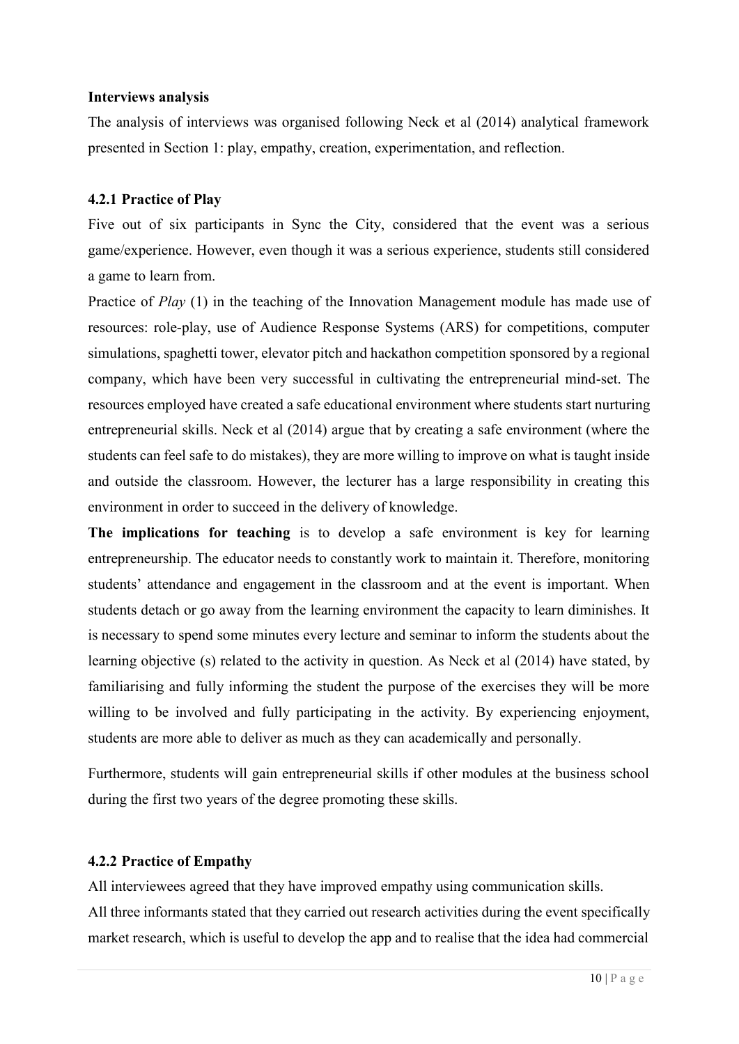**Interviews analysis**

The analysis of interviews was organised following Neck et al (2014) analytical framework presented in Section 1: play, empathy, creation, experimentation, and reflection.

### 4.2.1 Practice of Play

Five out of six participants in Sync the City, considered that the event was a serious game/experience. However, even though it was a serious experience, students still considered a game to learn from.

Practice of *Play* (1) in the teaching of the Innovation Management module has made use of resources: role-play, use of Audience Response Systems (ARS) for competitions, computer simulations, spaghetti tower, elevator pitch and hackathon competition sponsored by a regional company, which have been very successful in cultivating the entrepreneurial mind-set. The resources employed have created a safe educational environment where students start nurturing entrepreneurial skills. Neck et al (2014) argue that by creating a safe environment (where the students can feel safe to do mistakes), they are more willing to improve on what is taught inside and outside the classroom. However, the lecturer has a large responsibility in creating this environment in order to succeed in the delivery of knowledge.

**The implications for teaching** is to develop a safe environment is key for learning entrepreneurship. The educator needs to constantly work to maintain it. Therefore, monitoring students' attendance and engagement in the classroom and at the event is important. When students detach or go away from the learning environment the capacity to learn diminishes. It is necessary to spend some minutes every lecture and seminar to inform the students about the learning objective (s) related to the activity in question. As Neck et al (2014) have stated, by familiarising and fully informing the student the purpose of the exercises they will be more willing to be involved and fully participating in the activity. By experiencing enjoyment, students are more able to deliver as much as they can academically and personally.

Furthermore, students will gain entrepreneurial skills if other modules at the business school during the first two years of the degree promoting these skills.

### 4.2.2 Practice of Empathy

All interviewees agreed that they have improved empathy using communication skills.

All three informants stated that they carried out research activities during the event specifically market research, which is useful to develop the app and to realise that the idea had commercial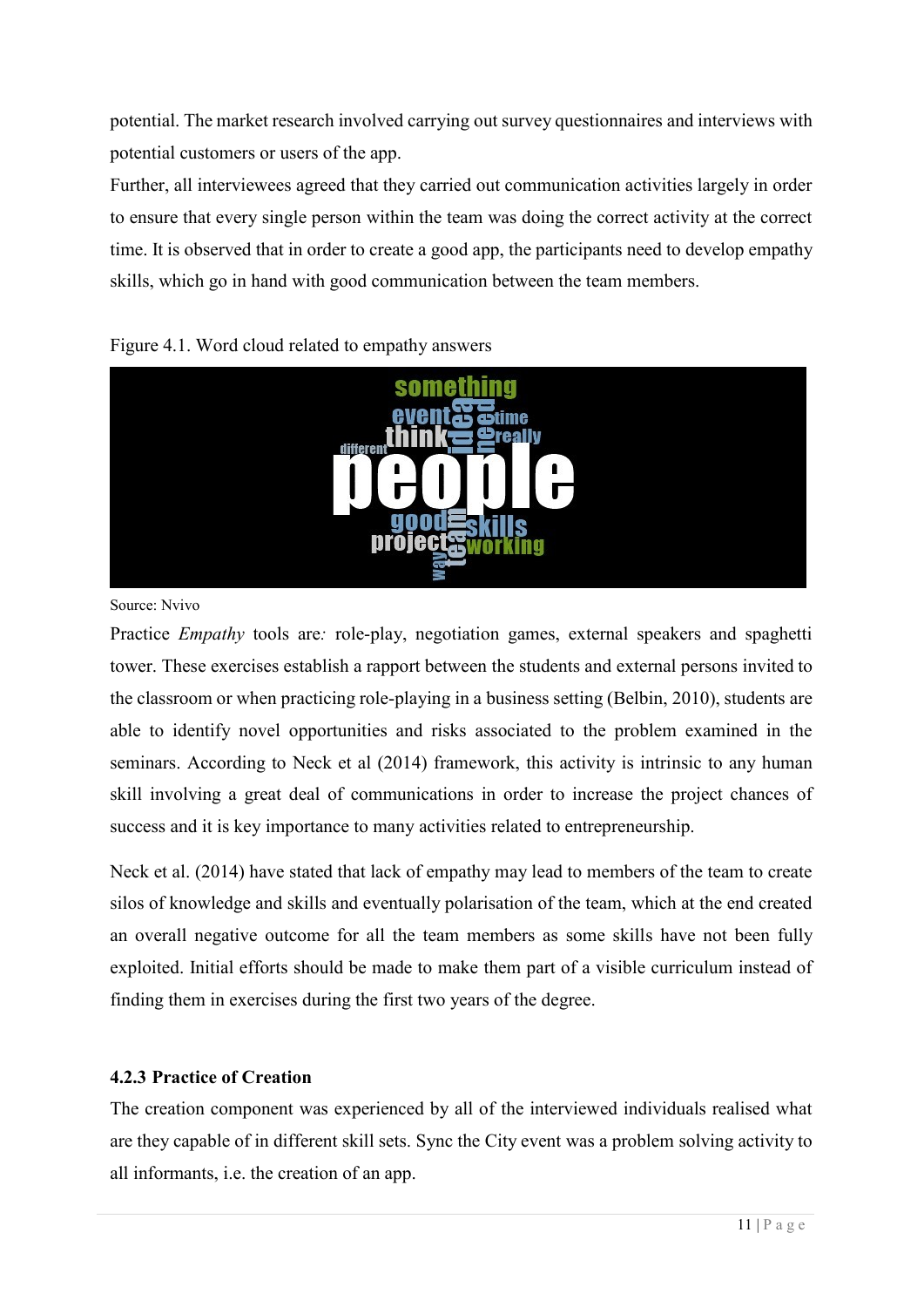potential. The market research involved carrying out survey questionnaires and interviews with potential customers or users of the app.

Further, all interviewees agreed that they carried out communication activities largely in order to ensure that every single person within the team was doing the correct activity at the correct time. It is observed that in order to create a good app, the participants need to develop empathy skills, which go in hand with good communication between the team members.

Figure 4.1. Word cloud related to empathy answers

Source: Nvivo

Practice *Empathy* tools are*:* role-play, negotiation games, external speakers and spaghetti tower. These exercises establish a rapport between the students and external persons invited to the classroom or when practicing role-playing in a business setting (Belbin, 2010), students are able to identify novel opportunities and risks associated to the problem examined in the seminars. According to Neck et al (2014) framework, this activity is intrinsic to any human skill involving a great deal of communications in order to increase the project chances of success and it is key importance to many activities related to entrepreneurship.

Neck et al. (2014) have stated that lack of empathy may lead to members of the team to create silos of knowledge and skills and eventually polarisation of the team, which at the end created an overall negative outcome for all the team members as some skills have not been fully exploited. Initial efforts should be made to make them part of a visible curriculum instead of finding them in exercises during the first two years of the degree.

### 4.2.3 Practice of Creation

The creation component was experienced by all of the interviewed individuals realised what are they capable of in different skill sets. Sync the City event was a problem solving activity to all informants, i.e. the creation of an app.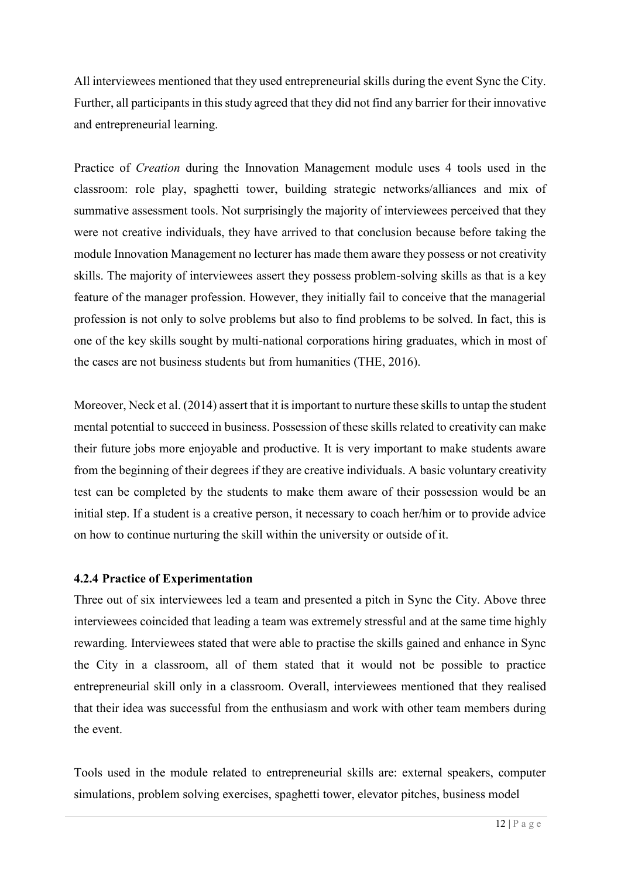All interviewees mentioned that they used entrepreneurial skills during the event Sync the City. Further, all participants in this study agreed that they did not find any barrier for their innovative and entrepreneurial learning.

Practice of *Creation* during the Innovation Management module uses 4 tools used in the classroom: role play, spaghetti tower, building strategic networks/alliances and mix of summative assessment tools. Not surprisingly the majority of interviewees perceived that they were not creative individuals, they have arrived to that conclusion because before taking the module Innovation Management no lecturer has made them aware they possess or not creativity skills. The majority of interviewees assert they possess problem-solving skills as that is a key feature of the manager profession. However, they initially fail to conceive that the managerial profession is not only to solve problems but also to find problems to be solved. In fact, this is one of the key skills sought by multi-national corporations hiring graduates, which in most of the cases are not business students but from humanities (THE, 2016).

Moreover, Neck et al. (2014) assert that it is important to nurture these skills to untap the student mental potential to succeed in business. Possession of these skills related to creativity can make their future jobs more enjoyable and productive. It is very important to make students aware from the beginning of their degrees if they are creative individuals. A basic voluntary creativity test can be completed by the students to make them aware of their possession would be an initial step. If a student is a creative person, it necessary to coach her/him or to provide advice on how to continue nurturing the skill within the university or outside of it.

#### 4.2.4 Practice of Experimentation

Three out of six interviewees led a team and presented a pitch in Sync the City. Above three interviewees coincided that leading a team was extremely stressful and at the same time highly rewarding. Interviewees stated that were able to practise the skills gained and enhance in Sync the City in a classroom, all of them stated that it would not be possible to practice entrepreneurial skill only in a classroom. Overall, interviewees mentioned that they realised that their idea was successful from the enthusiasm and work with other team members during the event.

Tools used in the module related to entrepreneurial skills are: external speakers, computer simulations, problem solving exercises, spaghetti tower, elevator pitches, business model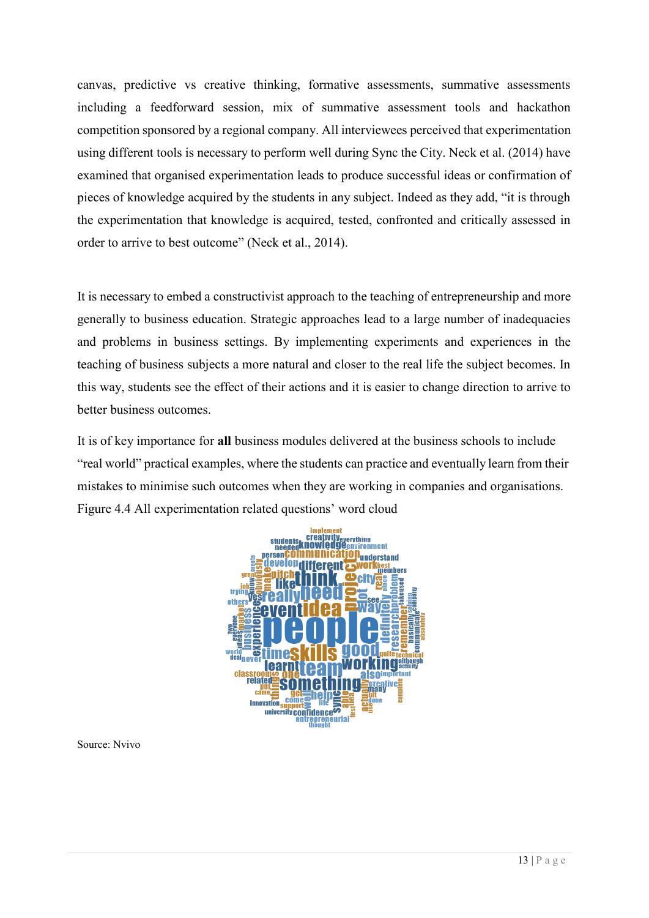canvas, predictive vs creative thinking, formative assessments, summative assessments including a feedforward session, mix of summative assessment tools and hackathon competition sponsored by a regional company. All interviewees perceived that experimentation using different tools is necessary to perform well during Sync the City. Neck et al. (2014) have examined that organised experimentation leads to produce successful ideas or confirmation of pieces of knowledge acquired by the students in any subject. Indeed as they add, "it is through the experimentation that knowledge is acquired, tested, confronted and critically assessed in order to arrive to best outcome" (Neck et al., 2014).

It is necessary to embed a constructivist approach to the teaching of entrepreneurship and more generally to business education. Strategic approaches lead to a large number of inadequacies and problems in business settings. By implementing experiments and experiences in the teaching of business subjects a more natural and closer to the real life the subject becomes. In this way, students see the effect of their actions and it is easier to change direction to arrive to better business outcomes.

It is of key importance for **all** business modules delivered at the business schools to include "real world" practical examples, where the students can practice and eventually learn from their mistakes to minimise such outcomes when they are working in companies and organisations.

Figure 4.4 All experimentation related questions' word cloud

Source: Nvivo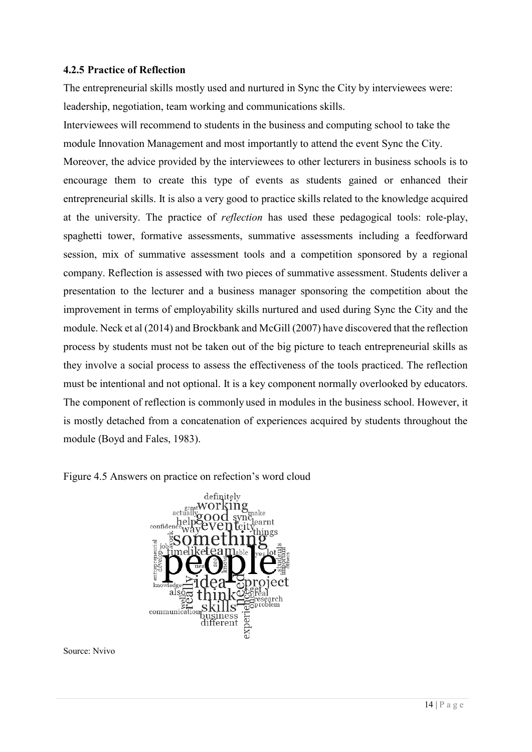#### 4.2.5 Practice of Reflection

The entrepreneurial skills mostly used and nurtured in Sync the City by interviewees were: leadership, negotiation, team working and communications skills.

Interviewees will recommend to students in the business and computing school to take the module Innovation Management and most importantly to attend the event Sync the City.

Moreover, the advice provided by the interviewees to other lecturers in business schools is to encourage them to create this type of events as students gained or enhanced their entrepreneurial skills. It is also a very good to practice skills related to the knowledge acquired at the university. The practice of *reflection* has used these pedagogical tools: role-play, spaghetti tower, formative assessments, summative assessments including a feedforward session, mix of summative assessment tools and a competition sponsored by a regional company. Reflection is assessed with two pieces of summative assessment. Students deliver a presentation to the lecturer and a business manager sponsoring the competition about the improvement in terms of employability skills nurtured and used during Sync the City and the module. Neck et al (2014) and Brockbank and McGill (2007) have discovered that the reflection process by students must not be taken out of the big picture to teach entrepreneurial skills as they involve a social process to assess the effectiveness of the tools practiced. The reflection must be intentional and not optional. It is a key component normally overlooked by educators. The component of reflection is commonly used in modules in the business school. However, it is mostly detached from a concatenation of experiences acquired by students throughout the module (Boyd and Fales, 1983).

Figure 4.5 Answers on practice on refection's word cloud

Source: Nvivo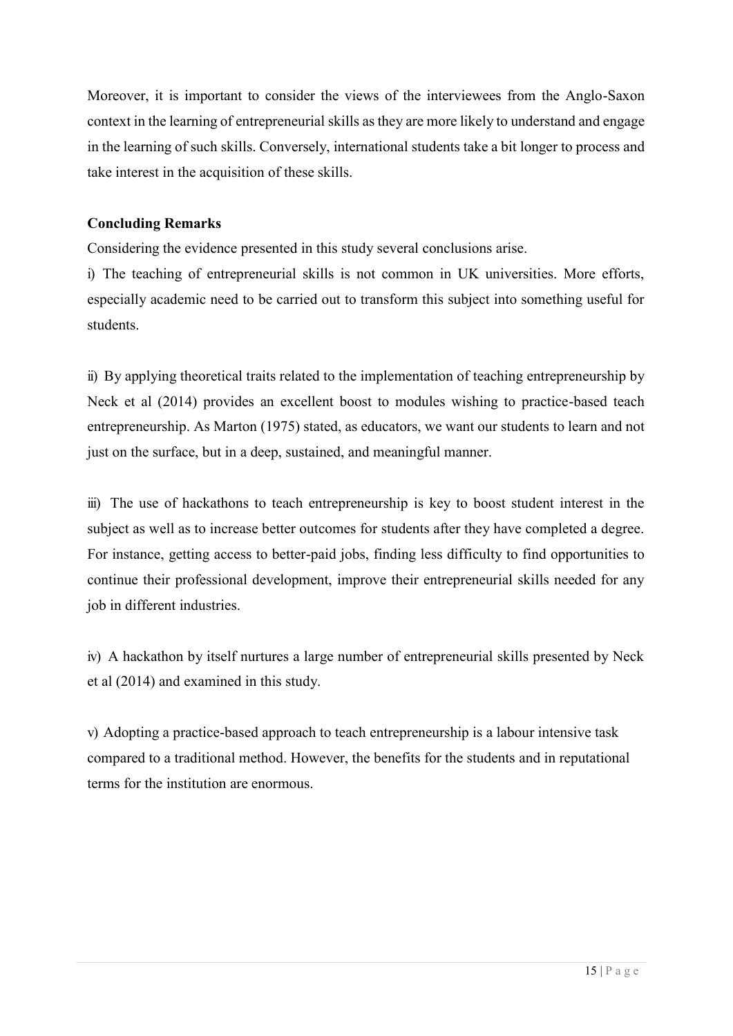Moreover, it is important to consider the views of the interviewees from the Anglo-Saxon context in the learning of entrepreneurial skills as they are more likely to understand and engage in the learning of such skills. Conversely, international students take a bit longer to process and take interest in the acquisition of these skills.

**Concluding Remarks**

Considering the evidence presented in this study several conclusions arise.

i) The teaching of entrepreneurial skills is not common in UK universities. More efforts, especially academic need to be carried out to transform this subject into something useful for students.

ii) By applying theoretical traits related to the implementation of teaching entrepreneurship by Neck et al (2014) provides an excellent boost to modules wishing to practice-based teach entrepreneurship. As Marton (1975) stated, as educators, we want our students to learn and not just on the surface, but in a deep, sustained, and meaningful manner.

iii) The use of hackathons to teach entrepreneurship is key to boost student interest in the subject as well as to increase better outcomes for students after they have completed a degree. For instance, getting access to better-paid jobs, finding less difficulty to find opportunities to continue their professional development, improve their entrepreneurial skills needed for any job in different industries.

iv) A hackathon by itself nurtures a large number of entrepreneurial skills presented by Neck et al (2014) and examined in this study.

v) Adopting a practice-based approach to teach entrepreneurship is a labour intensive task compared to a traditional method. However, the benefits for the students and in reputational terms for the institution are enormous.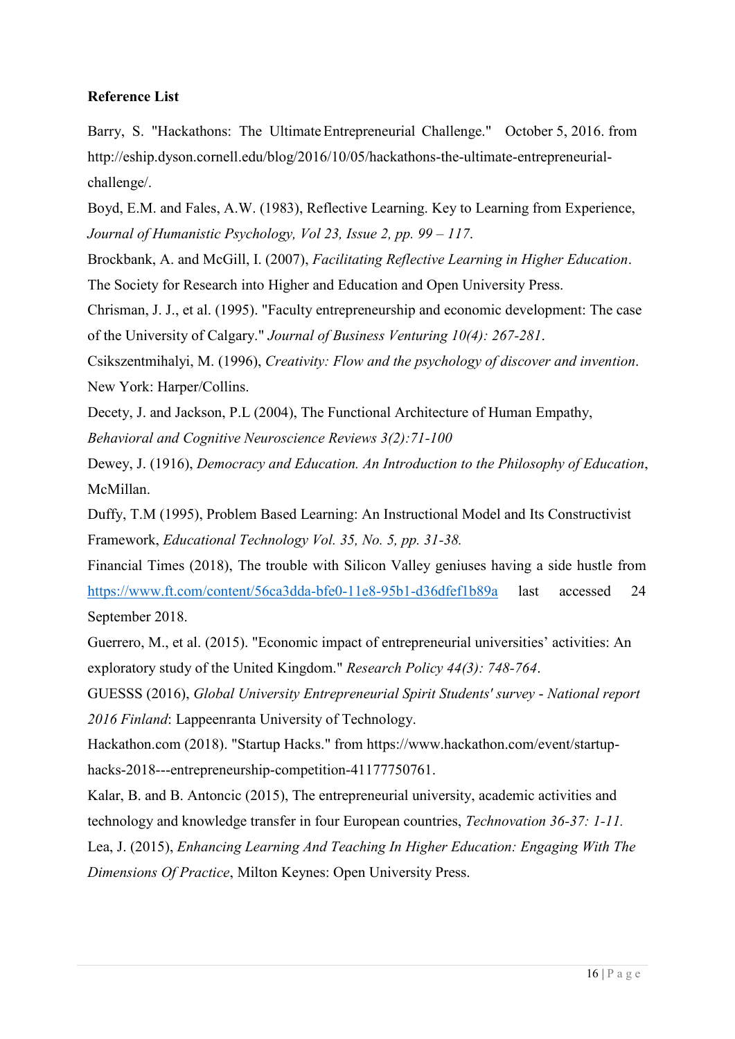**Reference List**

Barry, S. "Hackathons: The Ultimate Entrepreneurial Challenge." October 5, 2016. from http://eship.dyson.cornell.edu/blog/2016/10/05/hackathons-the-ultimate-entrepreneurial-challenge/.

Boyd, E.M. and Fales, A.W. (1983), Reflective Learning. Key to Learning from Experience, *Journal of Humanistic Psychology, Vol 23, Issue 2, pp. 99 – 117*.

Brockbank, A. and McGill, I. (2007), *Facilitating Reflective Learning in Higher Education*. The Society for Research into Higher and Education and Open University Press.

Chrisman, J. J., et al. (1995). "Faculty entrepreneurship and economic development: The case of the University of Calgary." *Journal of Business Venturing 10(4): 267-281*.

Csikszentmihalyi, M. (1996), *Creativity: Flow and the psychology of discover and invention*. New York: Harper/Collins.

Decety, J. and Jackson, P.L (2004), The Functional Architecture of Human Empathy, *Behavioral and Cognitive Neuroscience Reviews 3(2):71-100*

Dewey, J. (1916), *Democracy and Education. An Introduction to the Philosophy of Education*, McMillan.

Duffy, T.M (1995), Problem Based Learning: An Instructional Model and Its Constructivist Framework, *Educational Technology Vol. 35, No. 5, pp. 31-38.*

Financial Times (2018), The trouble with Silicon Valley geniuses having a side hustle from https://www.ft.com/content/56ca3dda-bfe0-11e8-95b1-d36dfef1b89a last accessed 24 September 2018.

Guerrero, M., et al. (2015). "Economic impact of entrepreneurial universities' activities: An exploratory study of the United Kingdom." *Research Policy 44(3): 748-764*.

GUESSS (2016), *Global University Entrepreneurial Spirit Students' survey - National report 2016 Finland*: Lappeenranta University of Technology.

Hackathon.com (2018). "Startup Hacks." from https://www.hackathon.com/event/startup-hacks-2018---entrepreneurship-competition-41177750761.

Kalar, B. and B. Antoncic (2015), The entrepreneurial university, academic activities and technology and knowledge transfer in four European countries, *Technovation 36-37: 1-11.*

Lea, J. (2015), *Enhancing Learning And Teaching In Higher Education: Engaging With The Dimensions Of Practice*, Milton Keynes: Open University Press.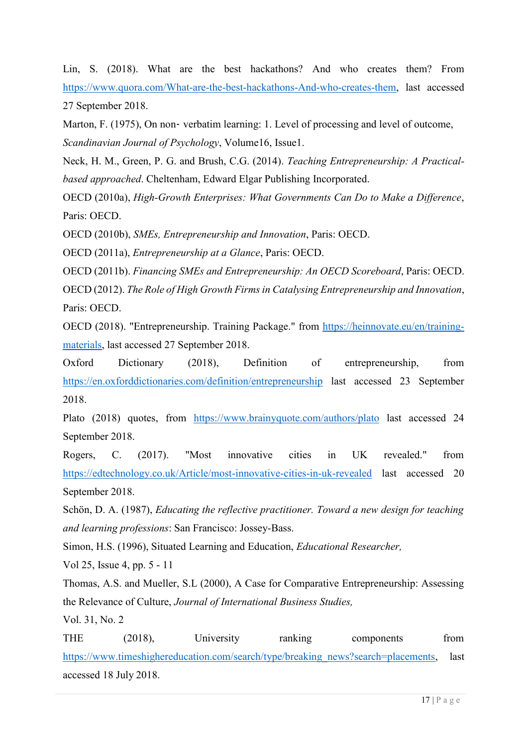Lin, S. (2018). What are the best hackathons? And who creates them? From https://www.quora.com/What-are-the-best-hackathons-And-who-creates-them, last accessed 27 September 2018.

Marton, F. (1975), On non- verbatim learning: 1. Level of processing and level of outcome, *Scandinavian Journal of Psychology*, Volume16, Issue1.

Neck, H. M., Green, P. G. and Brush, C.G. (2014). *Teaching Entrepreneurship: A Practical-based approached*. Cheltenham, Edward Elgar Publishing Incorporated.

OECD (2010a), *High-Growth Enterprises: What Governments Can Do to Make a Difference*, Paris: OECD.

OECD (2010b), *SMEs, Entrepreneurship and Innovation*, Paris: OECD.

OECD (2011a), *Entrepreneurship at a Glance*, Paris: OECD.

OECD (2011b). *Financing SMEs and Entrepreneurship: An OECD Scoreboard*, Paris: OECD.

OECD (2012). *The Role of High Growth Firms in Catalysing Entrepreneurship and Innovation*, Paris: OECD.

OECD (2018). "Entrepreneurship. Training Package." from https://heinnovate.eu/en/training-materials, last accessed 27 September 2018.

Oxford Dictionary (2018), Definition of entrepreneurship, from https://en.oxforddictionaries.com/definition/entrepreneurship last accessed 23 September 2018.

Plato (2018) quotes, from https://www.brainyquote.com/authors/plato last accessed 24 September 2018.

Rogers, C. (2017). "Most innovative cities in UK revealed." from https://edtechnology.co.uk/Article/most-innovative-cities-in-uk-revealed last accessed 20 September 2018.

Schön, D. A. (1987), *Educating the reflective practitioner. Toward a new design for teaching and learning professions*: San Francisco: Jossey-Bass.

Simon, H.S. (1996), Situated Learning and Education, *Educational Researcher,* Vol 25, Issue 4, pp. 5 - 11

Thomas, A.S. and Mueller, S.L (2000), A Case for Comparative Entrepreneurship: Assessing the Relevance of Culture, *Journal of International Business Studies,* Vol. 31, No. 2

THE (2018), University ranking components from https://www.timeshighereducation.com/search/type/breaking_news?search=placements, last accessed 18 July 2018.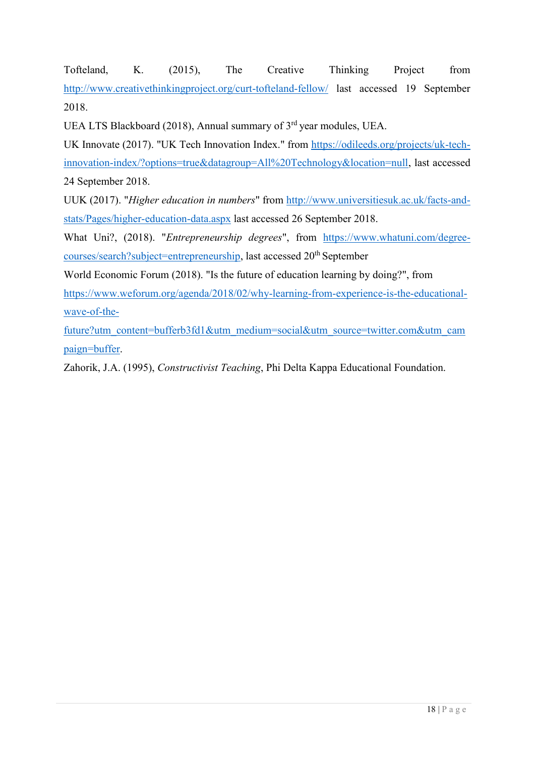Tofteland, K. (2015), The Creative Thinking Project from http://www.creativethinkingproject.org/curt-tofteland-fellow/ last accessed 19 September 2018.

UEA LTS Blackboard (2018), Annual summary of 3rd year modules, UEA.

UK Innovate (2017). "UK Tech Innovation Index." from https://odileeds.org/projects/uk-tech-innovation-index/?options=true&datagroup=All%20Technology&location=null, last accessed 24 September 2018.

UUK (2017). "*Higher education in numbers*" from http://www.universitiesuk.ac.uk/facts-and-stats/Pages/higher-education-data.aspx last accessed 26 September 2018.

What Uni?, (2018). "*Entrepreneurship degrees*", from https://www.whatuni.com/degree-courses/search?subject=entrepreneurship, last accessed 20th September

World Economic Forum (2018). "Is the future of education learning by doing?", from https://www.weforum.org/agenda/2018/02/why-learning-from-experience-is-the-educational-wave-of-the-future?utm_content=bufferb3fd1&utm_medium=social&utm_source=twitter.com&utm_campaign=buffer.

Zahorik, J.A. (1995), *Constructivist Teaching*, Phi Delta Kappa Educational Foundation.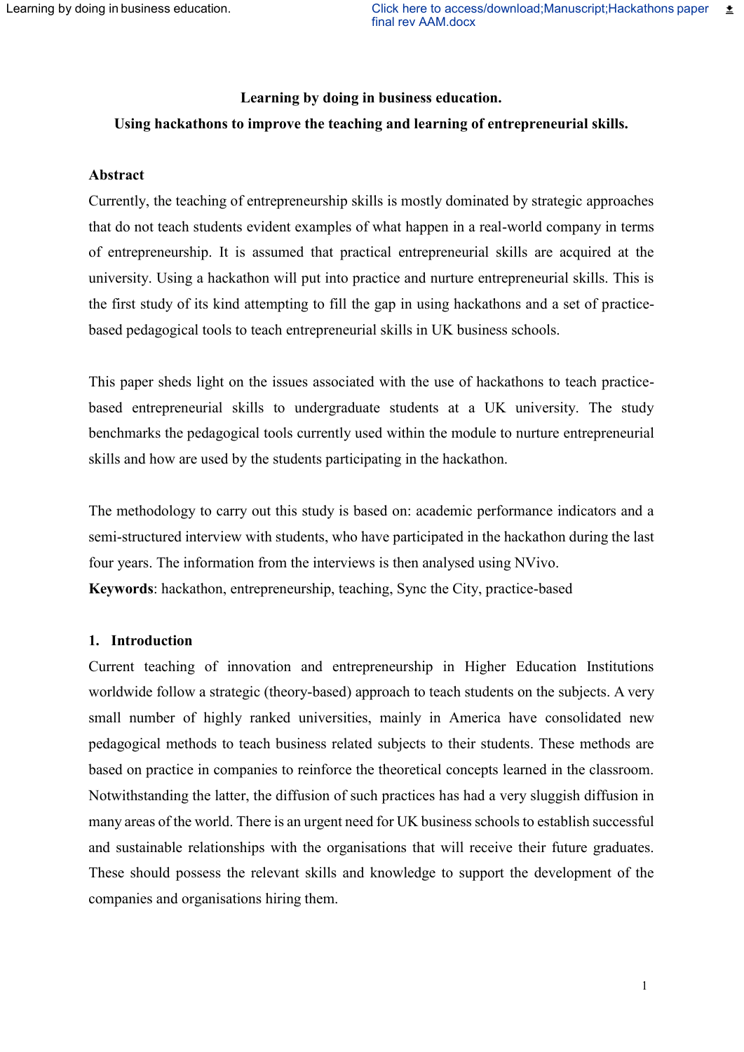**Learning by doing in business education.**

**Using hackathons to improve the teaching and learning of entrepreneurial skills.**

**Abstract**

Currently, the teaching of entrepreneurship skills is mostly dominated by strategic approaches that do not teach students evident examples of what happen in a real-world company in terms of entrepreneurship. It is assumed that practical entrepreneurial skills are acquired at the university. Using a hackathon will put into practice and nurture entrepreneurial skills. This is the first study of its kind attempting to fill the gap in using hackathons and a set of practice-based pedagogical tools to teach entrepreneurial skills in UK business schools.

This paper sheds light on the issues associated with the use of hackathons to teach practice-based entrepreneurial skills to undergraduate students at a UK university. The study benchmarks the pedagogical tools currently used within the module to nurture entrepreneurial skills and how are used by the students participating in the hackathon.

The methodology to carry out this study is based on: academic performance indicators and a semi-structured interview with students, who have participated in the hackathon during the last four years. The information from the interviews is then analysed using NVivo.

**Keywords**: hackathon, entrepreneurship, teaching, Sync the City, practice-based

## 1. Introduction

Current teaching of innovation and entrepreneurship in Higher Education Institutions worldwide follow a strategic (theory-based) approach to teach students on the subjects. A very small number of highly ranked universities, mainly in America have consolidated new pedagogical methods to teach business related subjects to their students. These methods are based on practice in companies to reinforce the theoretical concepts learned in the classroom. Notwithstanding the latter, the diffusion of such practices has had a very sluggish diffusion in many areas of the world. There is an urgent need for UK business schools to establish successful and sustainable relationships with the organisations that will receive their future graduates. These should possess the relevant skills and knowledge to support the development of the companies and organisations hiring them.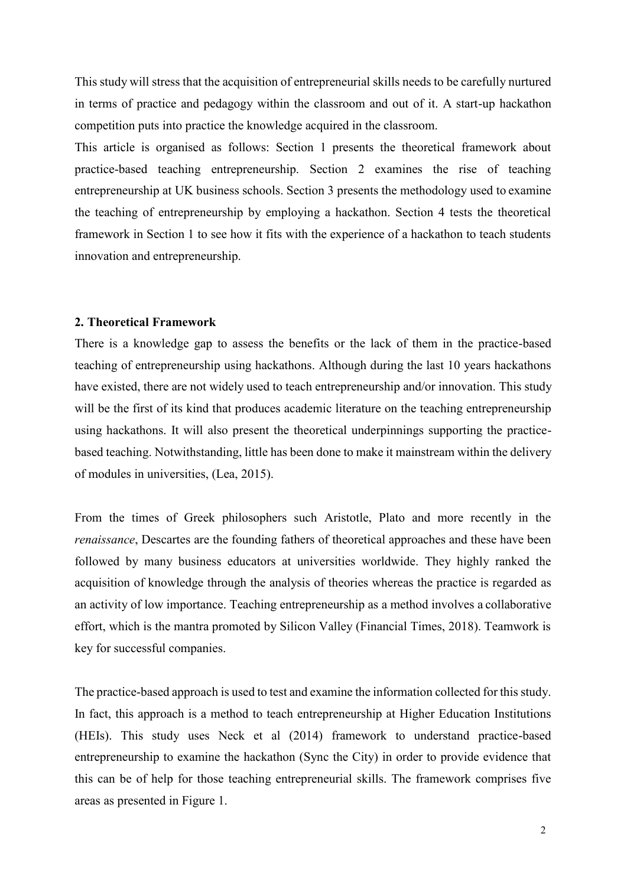This study will stress that the acquisition of entrepreneurial skills needs to be carefully nurtured in terms of practice and pedagogy within the classroom and out of it. A start-up hackathon competition puts into practice the knowledge acquired in the classroom.

This article is organised as follows: Section 1 presents the theoretical framework about practice-based teaching entrepreneurship. Section 2 examines the rise of teaching entrepreneurship at UK business schools. Section 3 presents the methodology used to examine the teaching of entrepreneurship by employing a hackathon. Section 4 tests the theoretical framework in Section 1 to see how it fits with the experience of a hackathon to teach students innovation and entrepreneurship.

## 2. Theoretical Framework

There is a knowledge gap to assess the benefits or the lack of them in the practice-based teaching of entrepreneurship using hackathons. Although during the last 10 years hackathons have existed, there are not widely used to teach entrepreneurship and/or innovation. This study will be the first of its kind that produces academic literature on the teaching entrepreneurship using hackathons. It will also present the theoretical underpinnings supporting the practice-based teaching. Notwithstanding, little has been done to make it mainstream within the delivery of modules in universities, (Lea, 2015).

From the times of Greek philosophers such Aristotle, Plato and more recently in the *renaissance*, Descartes are the founding fathers of theoretical approaches and these have been followed by many business educators at universities worldwide. They highly ranked the acquisition of knowledge through the analysis of theories whereas the practice is regarded as an activity of low importance. Teaching entrepreneurship as a method involves a collaborative effort, which is the mantra promoted by Silicon Valley (Financial Times, 2018). Teamwork is key for successful companies.

The practice-based approach is used to test and examine the information collected for this study. In fact, this approach is a method to teach entrepreneurship at Higher Education Institutions (HEIs). This study uses Neck et al (2014) framework to understand practice-based entrepreneurship to examine the hackathon (Sync the City) in order to provide evidence that this can be of help for those teaching entrepreneurial skills. The framework comprises five areas as presented in Figure 1.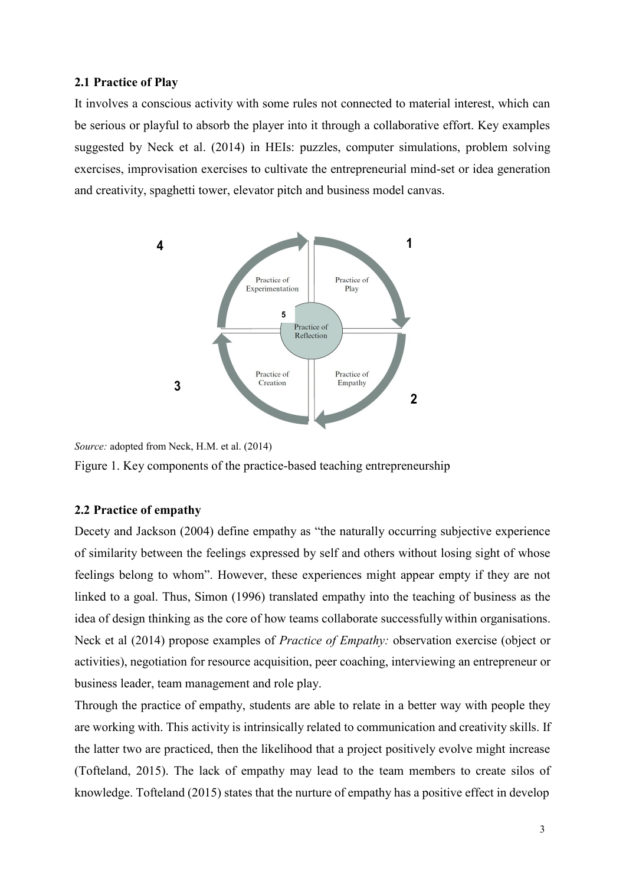## 2.1 Practice of Play

It involves a conscious activity with some rules not connected to material interest, which can be serious or playful to absorb the player into it through a collaborative effort. Key examples suggested by Neck et al. (2014) in HEIs: puzzles, computer simulations, problem solving exercises, improvisation exercises to cultivate the entrepreneurial mind-set or idea generation and creativity, spaghetti tower, elevator pitch and business model canvas.

*Source:* adopted from Neck, H.M. et al. (2014)

Figure 1. Key components of the practice-based teaching entrepreneurship

## 2.2 Practice of empathy

Decety and Jackson (2004) define empathy as "the naturally occurring subjective experience of similarity between the feelings expressed by self and others without losing sight of whose feelings belong to whom". However, these experiences might appear empty if they are not linked to a goal. Thus, Simon (1996) translated empathy into the teaching of business as the idea of design thinking as the core of how teams collaborate successfully within organisations. Neck et al (2014) propose examples of *Practice of Empathy:* observation exercise (object or activities), negotiation for resource acquisition, peer coaching, interviewing an entrepreneur or business leader, team management and role play.

Through the practice of empathy, students are able to relate in a better way with people they are working with. This activity is intrinsically related to communication and creativity skills. If the latter two are practiced, then the likelihood that a project positively evolve might increase (Tofteland, 2015). The lack of empathy may lead to the team members to create silos of knowledge. Tofteland (2015) states that the nurture of empathy has a positive effect in develop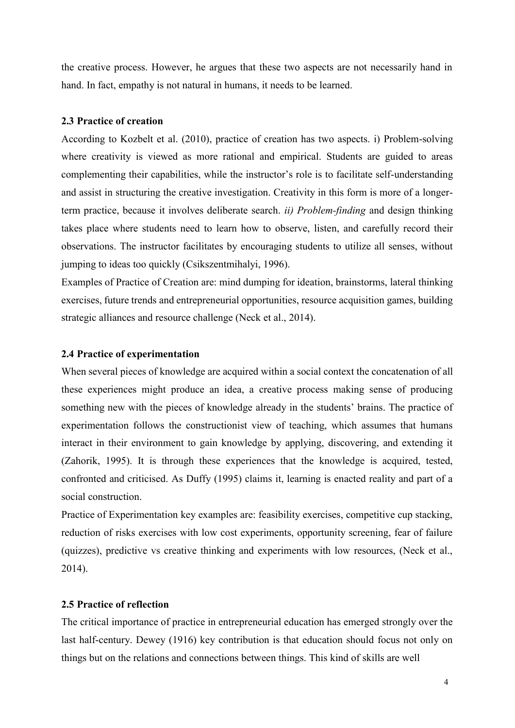the creative process. However, he argues that these two aspects are not necessarily hand in hand. In fact, empathy is not natural in humans, it needs to be learned.

### 2.3 Practice of creation

According to Kozbelt et al. (2010), practice of creation has two aspects. i) Problem-solving where creativity is viewed as more rational and empirical. Students are guided to areas complementing their capabilities, while the instructor's role is to facilitate self-understanding and assist in structuring the creative investigation. Creativity in this form is more of a longer-term practice, because it involves deliberate search. *ii) Problem-finding* and design thinking takes place where students need to learn how to observe, listen, and carefully record their observations. The instructor facilitates by encouraging students to utilize all senses, without jumping to ideas too quickly (Csikszentmihalyi, 1996).

Examples of Practice of Creation are: mind dumping for ideation, brainstorms, lateral thinking exercises, future trends and entrepreneurial opportunities, resource acquisition games, building strategic alliances and resource challenge (Neck et al., 2014).

### 2.4 Practice of experimentation

When several pieces of knowledge are acquired within a social context the concatenation of all these experiences might produce an idea, a creative process making sense of producing something new with the pieces of knowledge already in the students' brains. The practice of experimentation follows the constructionist view of teaching, which assumes that humans interact in their environment to gain knowledge by applying, discovering, and extending it (Zahorik, 1995). It is through these experiences that the knowledge is acquired, tested, confronted and criticised. As Duffy (1995) claims it, learning is enacted reality and part of a social construction.

Practice of Experimentation key examples are: feasibility exercises, competitive cup stacking, reduction of risks exercises with low cost experiments, opportunity screening, fear of failure (quizzes), predictive vs creative thinking and experiments with low resources, (Neck et al., 2014).

### 2.5 Practice of reflection

The critical importance of practice in entrepreneurial education has emerged strongly over the last half-century. Dewey (1916) key contribution is that education should focus not only on things but on the relations and connections between things. This kind of skills are well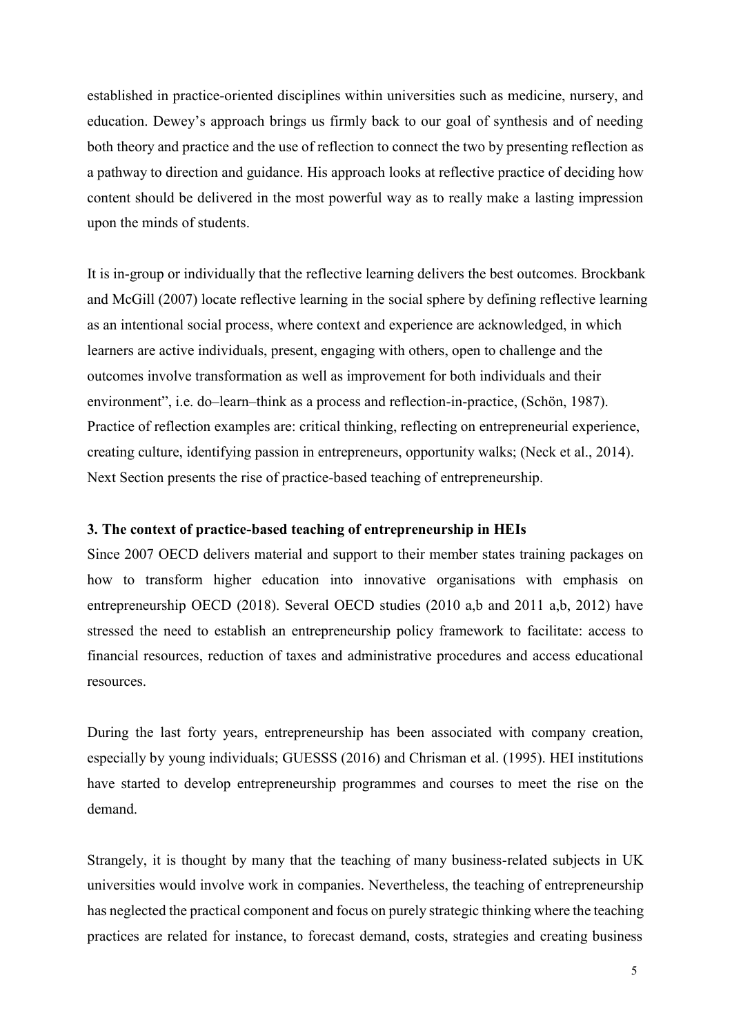established in practice-oriented disciplines within universities such as medicine, nursery, and education. Dewey's approach brings us firmly back to our goal of synthesis and of needing both theory and practice and the use of reflection to connect the two by presenting reflection as a pathway to direction and guidance. His approach looks at reflective practice of deciding how content should be delivered in the most powerful way as to really make a lasting impression upon the minds of students.

It is in-group or individually that the reflective learning delivers the best outcomes. Brockbank and McGill (2007) locate reflective learning in the social sphere by defining reflective learning as an intentional social process, where context and experience are acknowledged, in which learners are active individuals, present, engaging with others, open to challenge and the outcomes involve transformation as well as improvement for both individuals and their environment", i.e. do–learn–think as a process and reflection-in-practice, (Schön, 1987). Practice of reflection examples are: critical thinking, reflecting on entrepreneurial experience, creating culture, identifying passion in entrepreneurs, opportunity walks; (Neck et al., 2014). Next Section presents the rise of practice-based teaching of entrepreneurship.

### 3. The context of practice-based teaching of entrepreneurship in HEIs

Since 2007 OECD delivers material and support to their member states training packages on how to transform higher education into innovative organisations with emphasis on entrepreneurship OECD (2018). Several OECD studies (2010 a,b and 2011 a,b, 2012) have stressed the need to establish an entrepreneurship policy framework to facilitate: access to financial resources, reduction of taxes and administrative procedures and access educational resources.

During the last forty years, entrepreneurship has been associated with company creation, especially by young individuals; GUESSS (2016) and Chrisman et al. (1995). HEI institutions have started to develop entrepreneurship programmes and courses to meet the rise on the demand.

Strangely, it is thought by many that the teaching of many business-related subjects in UK universities would involve work in companies. Nevertheless, the teaching of entrepreneurship has neglected the practical component and focus on purely strategic thinking where the teaching practices are related for instance, to forecast demand, costs, strategies and creating business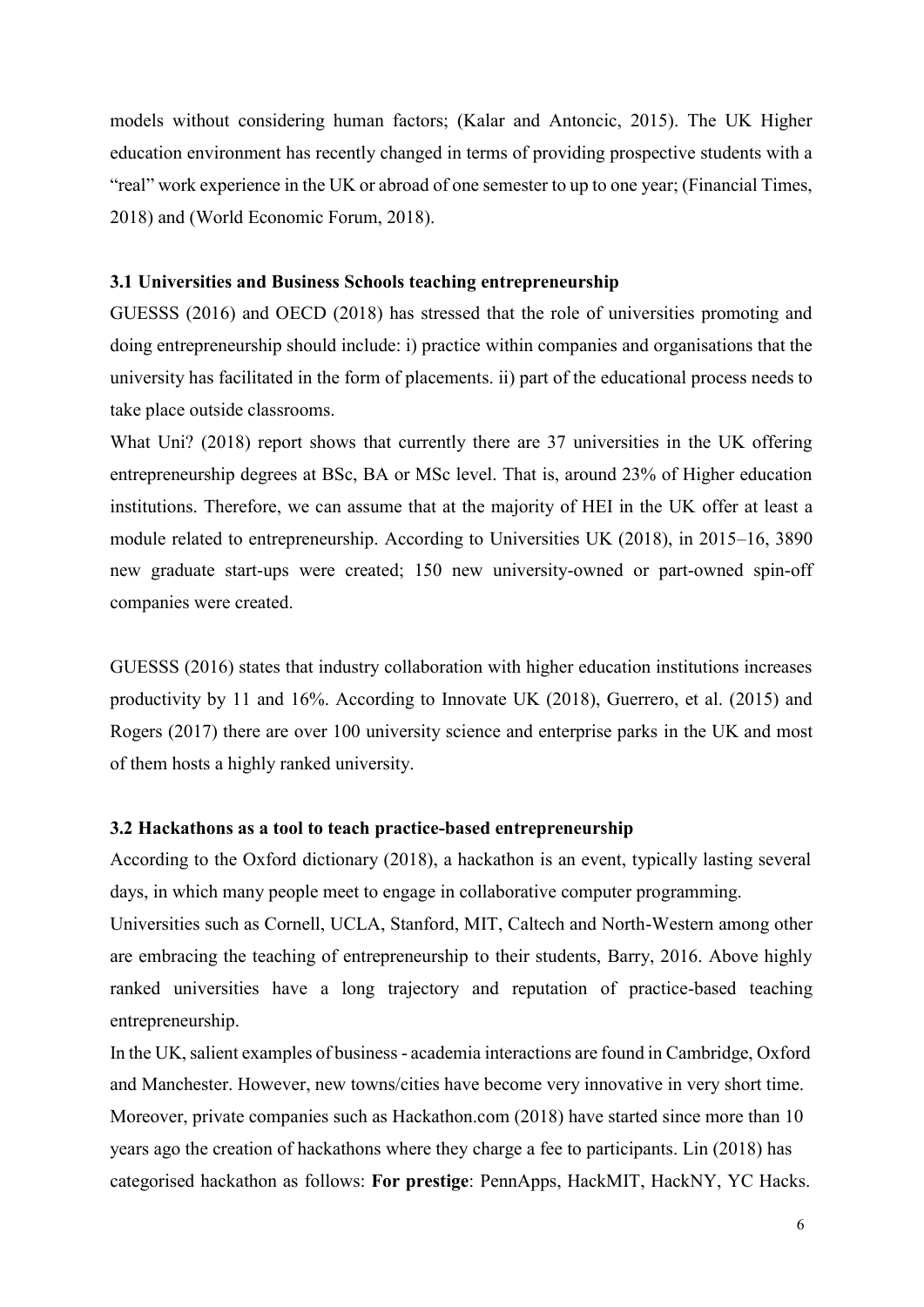models without considering human factors; (Kalar and Antoncic, 2015). The UK Higher education environment has recently changed in terms of providing prospective students with a "real" work experience in the UK or abroad of one semester to up to one year; (Financial Times, 2018) and (World Economic Forum, 2018).

### 3.1 Universities and Business Schools teaching entrepreneurship

GUESSS (2016) and OECD (2018) has stressed that the role of universities promoting and doing entrepreneurship should include: i) practice within companies and organisations that the university has facilitated in the form of placements. ii) part of the educational process needs to take place outside classrooms.

What Uni? (2018) report shows that currently there are 37 universities in the UK offering entrepreneurship degrees at BSc, BA or MSc level. That is, around 23% of Higher education institutions. Therefore, we can assume that at the majority of HEI in the UK offer at least a module related to entrepreneurship. According to Universities UK (2018), in 2015–16, 3890 new graduate start-ups were created; 150 new university-owned or part-owned spin-off companies were created.

GUESSS (2016) states that industry collaboration with higher education institutions increases productivity by 11 and 16%. According to Innovate UK (2018), Guerrero, et al. (2015) and Rogers (2017) there are over 100 university science and enterprise parks in the UK and most of them hosts a highly ranked university.

### 3.2 Hackathons as a tool to teach practice-based entrepreneurship

According to the Oxford dictionary (2018), a hackathon is an event, typically lasting several days, in which many people meet to engage in collaborative computer programming.

Universities such as Cornell, UCLA, Stanford, MIT, Caltech and North-Western among other are embracing the teaching of entrepreneurship to their students, Barry, 2016. Above highly ranked universities have a long trajectory and reputation of practice-based teaching entrepreneurship.

In the UK, salient examples of business - academia interactions are found in Cambridge, Oxford and Manchester. However, new towns/cities have become very innovative in very short time. Moreover, private companies such as Hackathon.com (2018) have started since more than 10 years ago the creation of hackathons where they charge a fee to participants. Lin (2018) has categorised hackathon as follows: **For prestige**: PennApps, HackMIT, HackNY, YC Hacks.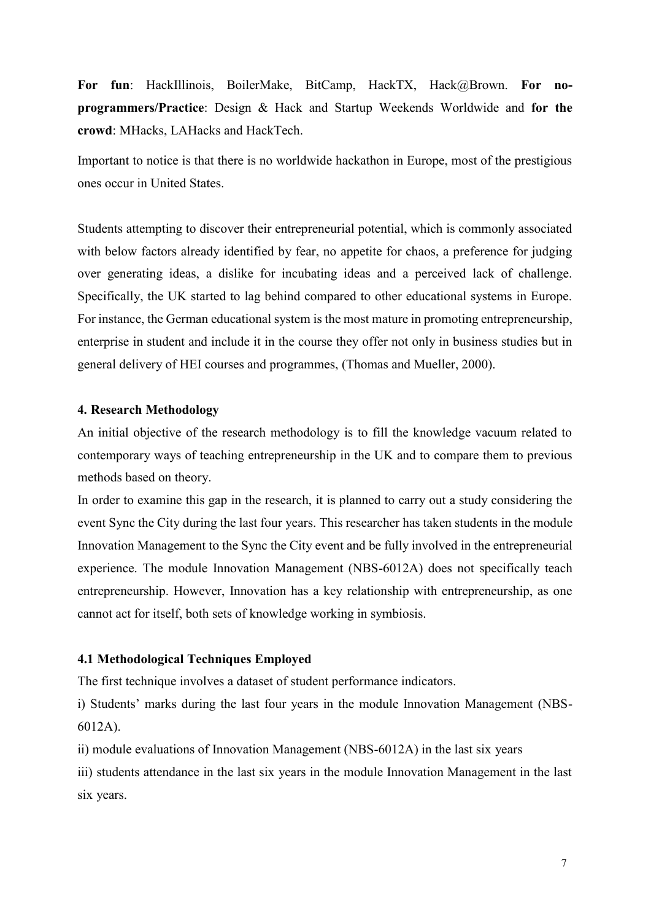**For fun**: HackIllinois, BoilerMake, BitCamp, HackTX, Hack@Brown. **For no-programmers/Practice**: Design & Hack and Startup Weekends Worldwide and **for the crowd**: MHacks, LAHacks and HackTech.

Important to notice is that there is no worldwide hackathon in Europe, most of the prestigious ones occur in United States.

Students attempting to discover their entrepreneurial potential, which is commonly associated with below factors already identified by fear, no appetite for chaos, a preference for judging over generating ideas, a dislike for incubating ideas and a perceived lack of challenge. Specifically, the UK started to lag behind compared to other educational systems in Europe. For instance, the German educational system is the most mature in promoting entrepreneurship, enterprise in student and include it in the course they offer not only in business studies but in general delivery of HEI courses and programmes, (Thomas and Mueller, 2000).

## 4. Research Methodology

An initial objective of the research methodology is to fill the knowledge vacuum related to contemporary ways of teaching entrepreneurship in the UK and to compare them to previous methods based on theory.

In order to examine this gap in the research, it is planned to carry out a study considering the event Sync the City during the last four years. This researcher has taken students in the module Innovation Management to the Sync the City event and be fully involved in the entrepreneurial experience. The module Innovation Management (NBS-6012A) does not specifically teach entrepreneurship. However, Innovation has a key relationship with entrepreneurship, as one cannot act for itself, both sets of knowledge working in symbiosis.

### 4.1 Methodological Techniques Employed

The first technique involves a dataset of student performance indicators.

i) Students' marks during the last four years in the module Innovation Management (NBS-6012A).

ii) module evaluations of Innovation Management (NBS-6012A) in the last six years

iii) students attendance in the last six years in the module Innovation Management in the last six years.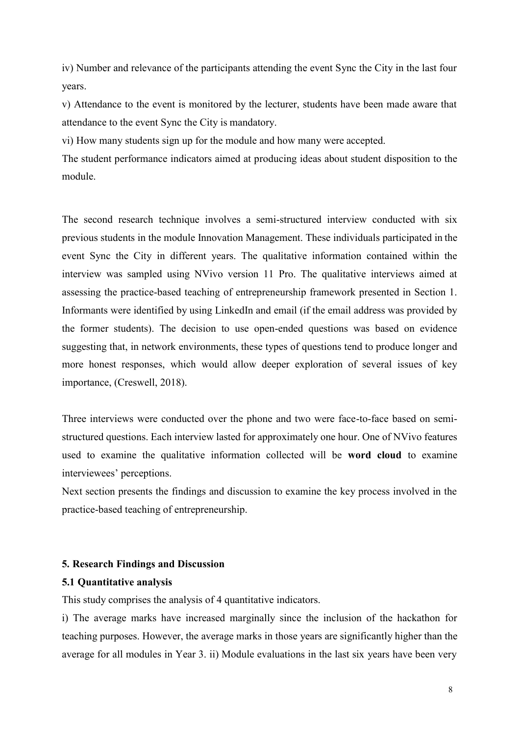iv) Number and relevance of the participants attending the event Sync the City in the last four years.

v) Attendance to the event is monitored by the lecturer, students have been made aware that attendance to the event Sync the City is mandatory.

vi) How many students sign up for the module and how many were accepted.

The student performance indicators aimed at producing ideas about student disposition to the module.

The second research technique involves a semi-structured interview conducted with six previous students in the module Innovation Management. These individuals participated in the event Sync the City in different years. The qualitative information contained within the interview was sampled using NVivo version 11 Pro. The qualitative interviews aimed at assessing the practice-based teaching of entrepreneurship framework presented in Section 1. Informants were identified by using LinkedIn and email (if the email address was provided by the former students). The decision to use open-ended questions was based on evidence suggesting that, in network environments, these types of questions tend to produce longer and more honest responses, which would allow deeper exploration of several issues of key importance, (Creswell, 2018).

Three interviews were conducted over the phone and two were face-to-face based on semi-structured questions. Each interview lasted for approximately one hour. One of NVivo features used to examine the qualitative information collected will be **word cloud** to examine interviewees' perceptions.

Next section presents the findings and discussion to examine the key process involved in the practice-based teaching of entrepreneurship.

## 5. Research Findings and Discussion

### 5.1 Quantitative analysis

This study comprises the analysis of 4 quantitative indicators.

i) The average marks have increased marginally since the inclusion of the hackathon for teaching purposes. However, the average marks in those years are significantly higher than the average for all modules in Year 3. ii) Module evaluations in the last six years have been very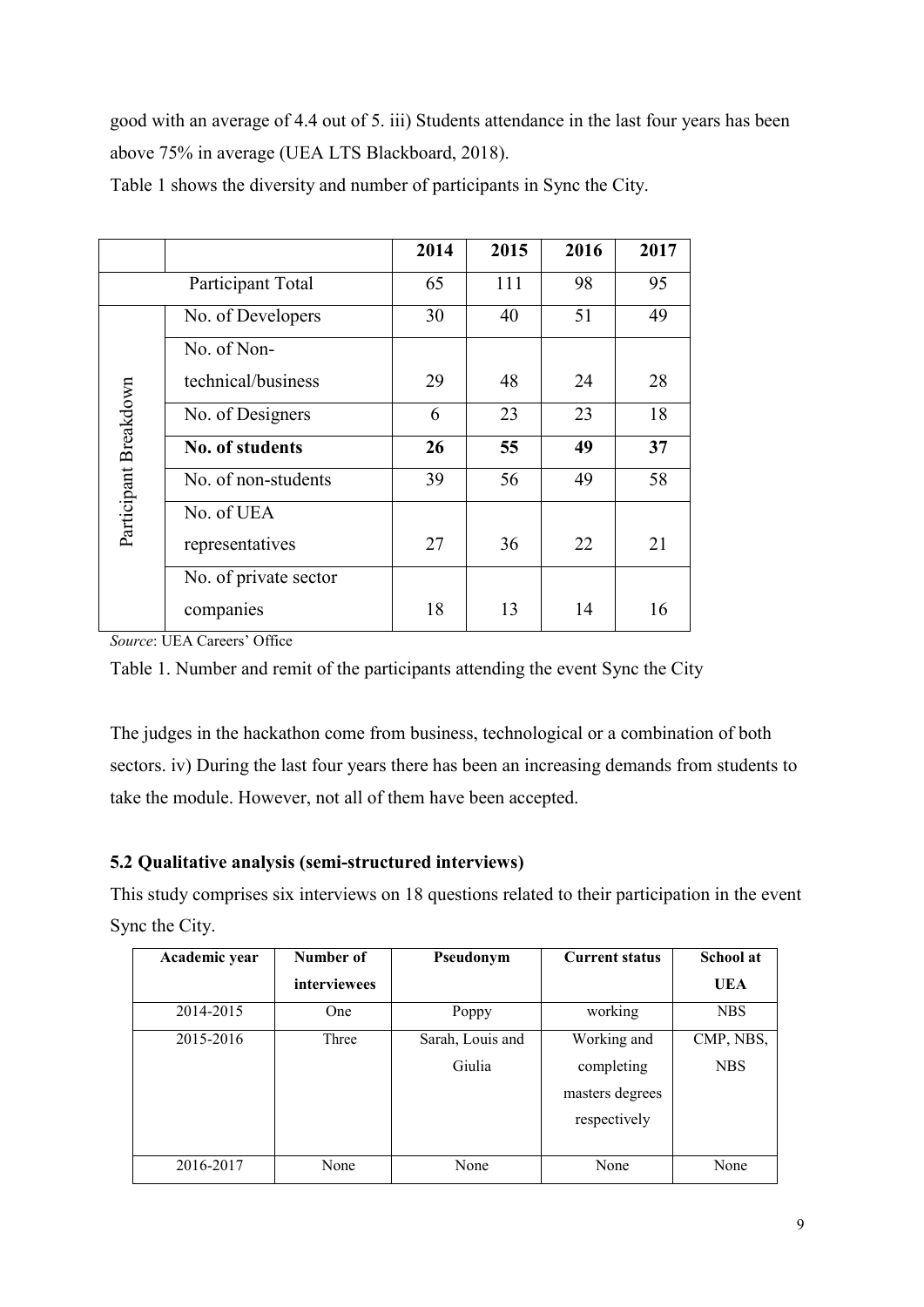good with an average of 4.4 out of 5. iii) Students attendance in the last four years has been above 75% in average (UEA LTS Blackboard, 2018).

Table 1 shows the diversity and number of participants in Sync the City.

| | | 2014 | 2015 | 2016 | 2017 |
|---|---|---|---|---|---|
| Participant Total | | 65 | 111 | 98 | 95 |
| Participant Breakdown | No. of Developers | 30 | 40 | 51 | 49 |
| | No. of Non-technical/business | 29 | 48 | 24 | 28 |
| | No. of Designers | 6 | 23 | 23 | 18 |
| | **No. of students** | **26** | **55** | **49** | **37** |
| | No. of non-students | 39 | 56 | 49 | 58 |
| | No. of UEA representatives | 27 | 36 | 22 | 21 |
| | No. of private sector companies | 18 | 13 | 14 | 16 |

*Source*: UEA Careers' Office

Table 1. Number and remit of the participants attending the event Sync the City

The judges in the hackathon come from business, technological or a combination of both sectors. iv) During the last four years there has been an increasing demands from students to take the module. However, not all of them have been accepted.

### 5.2 Qualitative analysis (semi-structured interviews)

This study comprises six interviews on 18 questions related to their participation in the event Sync the City.

| Academic year | Number of interviewees | Pseudonym | Current status | School at UEA |
|---|---|---|---|---|
| 2014-2015 | One | Poppy | working | NBS |
| 2015-2016 | Three | Sarah, Louis and Giulia | Working and completing masters degrees respectively | CMP, NBS, NBS |
| 2016-2017 | None | None | None | None |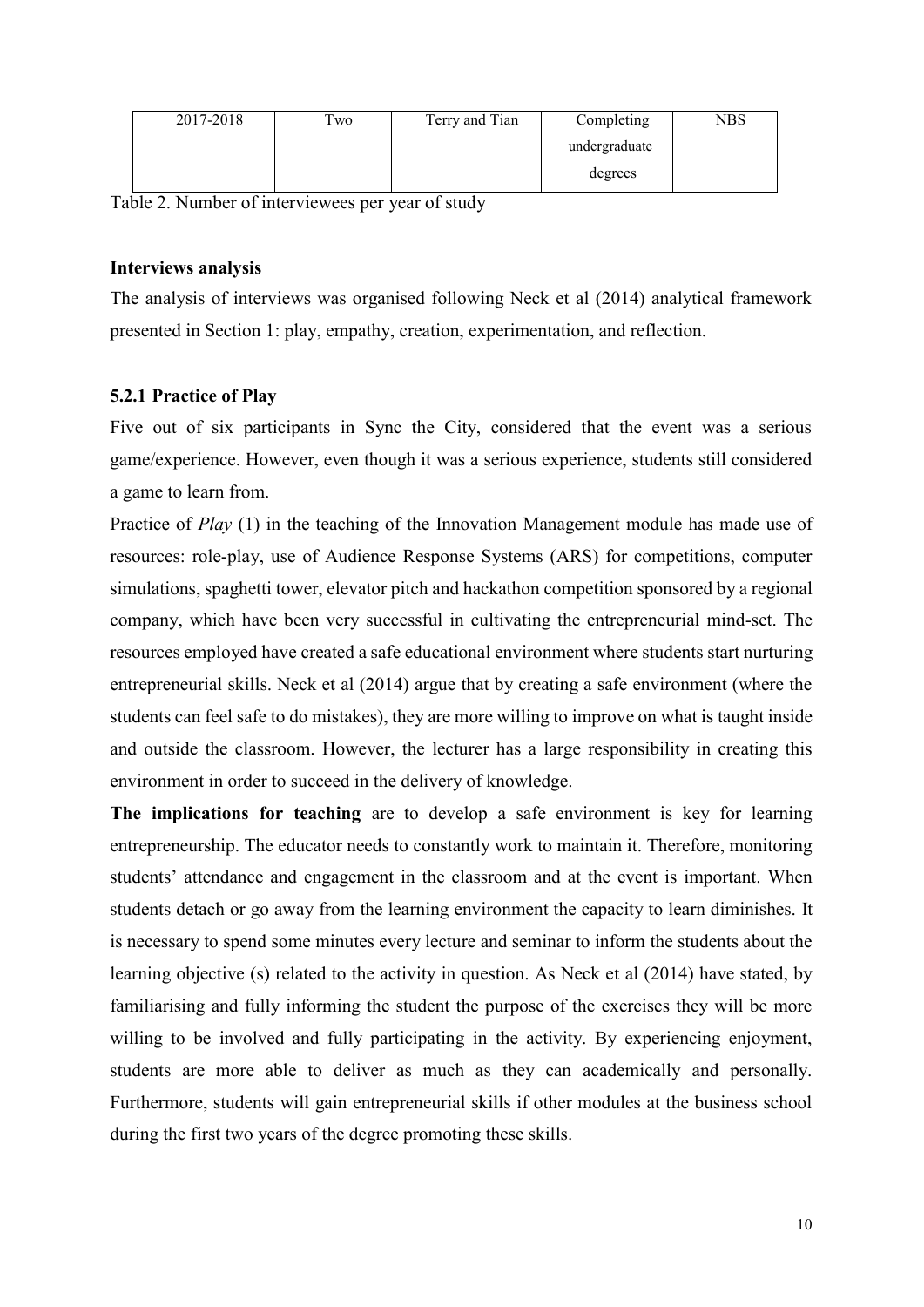| 2017-2018 | Two | Terry and Tian | Completing undergraduate degrees | NBS |
|---|---|---|---|---|

Table 2. Number of interviewees per year of study

**Interviews analysis**

The analysis of interviews was organised following Neck et al (2014) analytical framework presented in Section 1: play, empathy, creation, experimentation, and reflection.

**5.2.1 Practice of Play**

Five out of six participants in Sync the City, considered that the event was a serious game/experience. However, even though it was a serious experience, students still considered a game to learn from.

Practice of *Play* (1) in the teaching of the Innovation Management module has made use of resources: role-play, use of Audience Response Systems (ARS) for competitions, computer simulations, spaghetti tower, elevator pitch and hackathon competition sponsored by a regional company, which have been very successful in cultivating the entrepreneurial mind-set. The resources employed have created a safe educational environment where students start nurturing entrepreneurial skills. Neck et al (2014) argue that by creating a safe environment (where the students can feel safe to do mistakes), they are more willing to improve on what is taught inside and outside the classroom. However, the lecturer has a large responsibility in creating this environment in order to succeed in the delivery of knowledge.

**The implications for teaching** are to develop a safe environment is key for learning entrepreneurship. The educator needs to constantly work to maintain it. Therefore, monitoring students' attendance and engagement in the classroom and at the event is important. When students detach or go away from the learning environment the capacity to learn diminishes. It is necessary to spend some minutes every lecture and seminar to inform the students about the learning objective (s) related to the activity in question. As Neck et al (2014) have stated, by familiarising and fully informing the student the purpose of the exercises they will be more willing to be involved and fully participating in the activity. By experiencing enjoyment, students are more able to deliver as much as they can academically and personally. Furthermore, students will gain entrepreneurial skills if other modules at the business school during the first two years of the degree promoting these skills.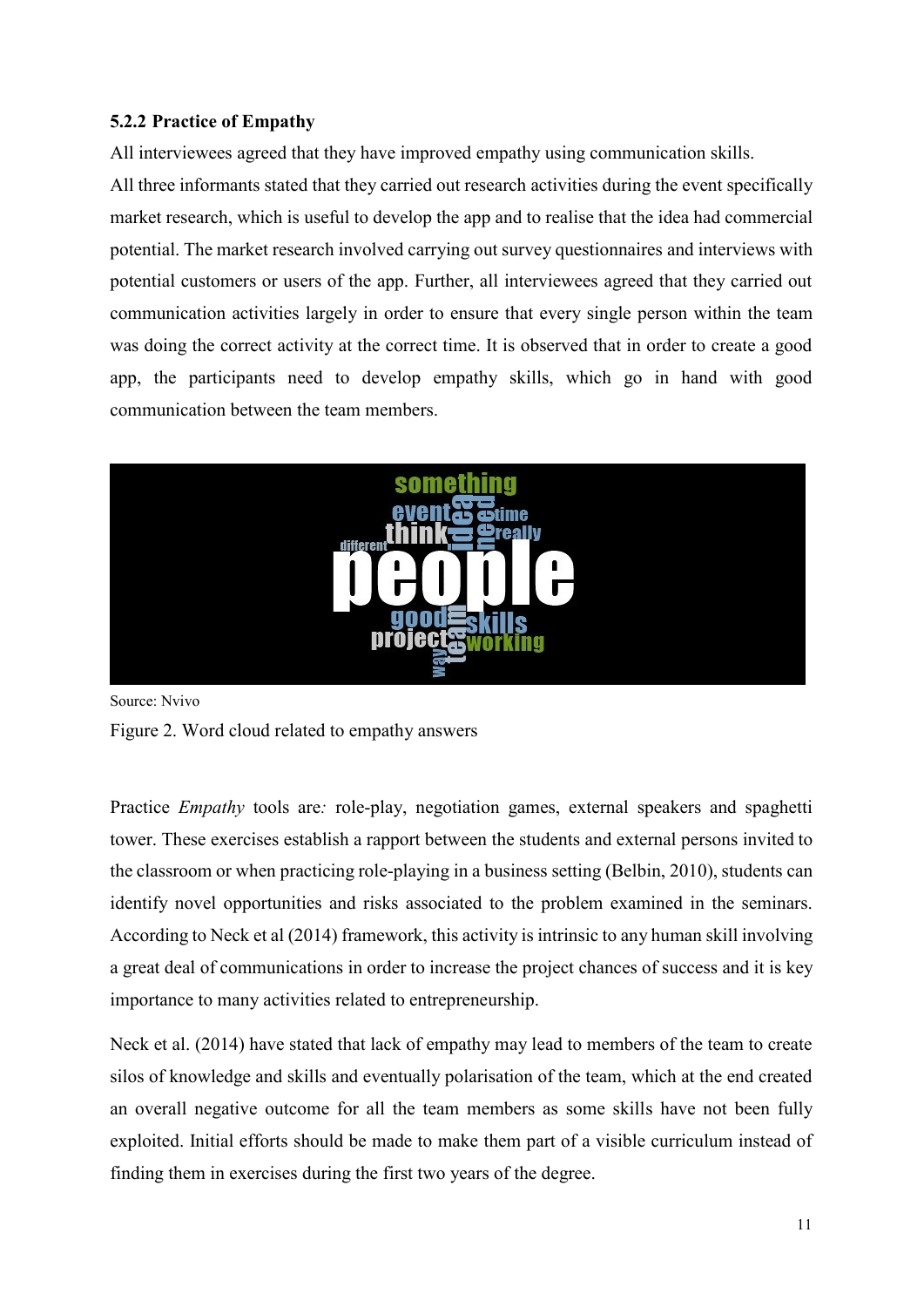### 5.2.2 Practice of Empathy

All interviewees agreed that they have improved empathy using communication skills.

All three informants stated that they carried out research activities during the event specifically market research, which is useful to develop the app and to realise that the idea had commercial potential. The market research involved carrying out survey questionnaires and interviews with potential customers or users of the app. Further, all interviewees agreed that they carried out communication activities largely in order to ensure that every single person within the team was doing the correct activity at the correct time. It is observed that in order to create a good app, the participants need to develop empathy skills, which go in hand with good communication between the team members.

Source: Nvivo

Figure 2. Word cloud related to empathy answers

Practice *Empathy* tools are*:* role-play, negotiation games, external speakers and spaghetti tower. These exercises establish a rapport between the students and external persons invited to the classroom or when practicing role-playing in a business setting (Belbin, 2010), students can identify novel opportunities and risks associated to the problem examined in the seminars. According to Neck et al (2014) framework, this activity is intrinsic to any human skill involving a great deal of communications in order to increase the project chances of success and it is key importance to many activities related to entrepreneurship.

Neck et al. (2014) have stated that lack of empathy may lead to members of the team to create silos of knowledge and skills and eventually polarisation of the team, which at the end created an overall negative outcome for all the team members as some skills have not been fully exploited. Initial efforts should be made to make them part of a visible curriculum instead of finding them in exercises during the first two years of the degree.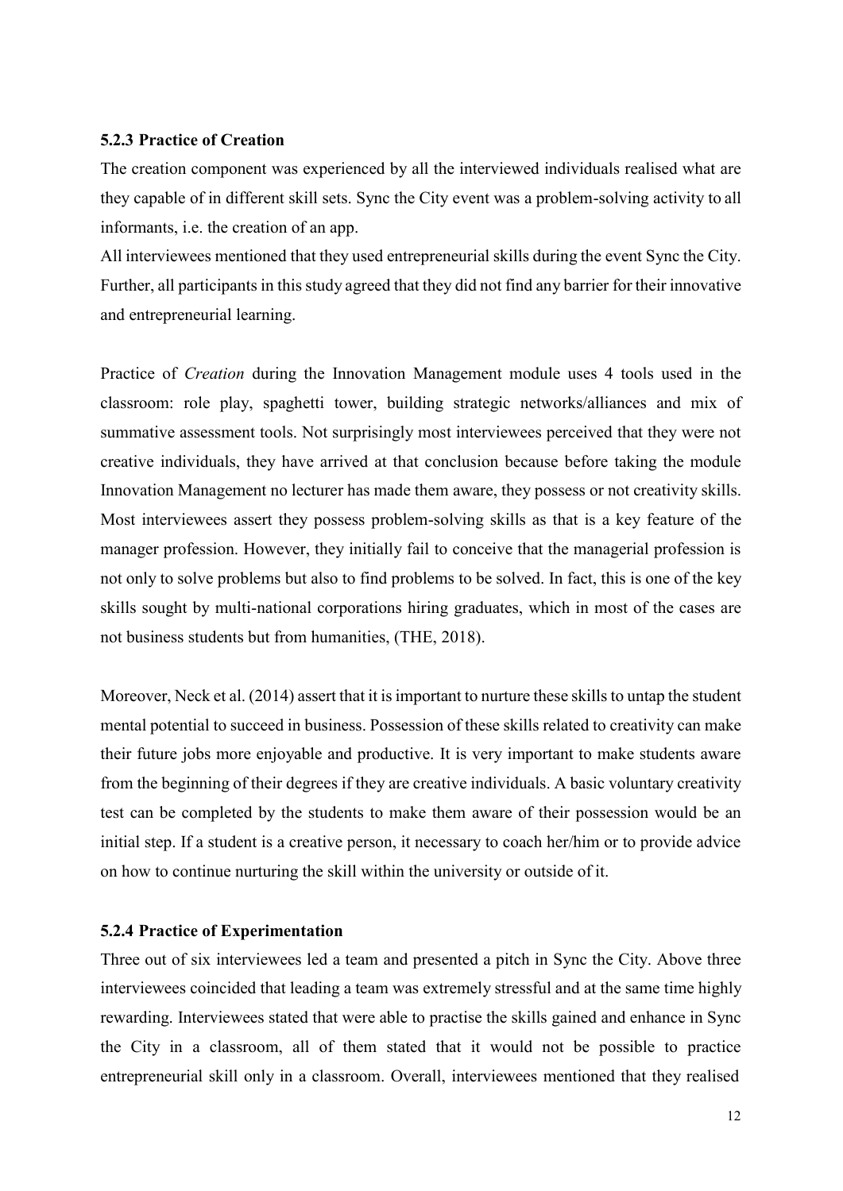### 5.2.3 Practice of Creation

The creation component was experienced by all the interviewed individuals realised what are they capable of in different skill sets. Sync the City event was a problem-solving activity to all informants, i.e. the creation of an app.

All interviewees mentioned that they used entrepreneurial skills during the event Sync the City. Further, all participants in this study agreed that they did not find any barrier for their innovative and entrepreneurial learning.

Practice of *Creation* during the Innovation Management module uses 4 tools used in the classroom: role play, spaghetti tower, building strategic networks/alliances and mix of summative assessment tools. Not surprisingly most interviewees perceived that they were not creative individuals, they have arrived at that conclusion because before taking the module Innovation Management no lecturer has made them aware, they possess or not creativity skills. Most interviewees assert they possess problem-solving skills as that is a key feature of the manager profession. However, they initially fail to conceive that the managerial profession is not only to solve problems but also to find problems to be solved. In fact, this is one of the key skills sought by multi-national corporations hiring graduates, which in most of the cases are not business students but from humanities, (THE, 2018).

Moreover, Neck et al. (2014) assert that it is important to nurture these skills to untap the student mental potential to succeed in business. Possession of these skills related to creativity can make their future jobs more enjoyable and productive. It is very important to make students aware from the beginning of their degrees if they are creative individuals. A basic voluntary creativity test can be completed by the students to make them aware of their possession would be an initial step. If a student is a creative person, it necessary to coach her/him or to provide advice on how to continue nurturing the skill within the university or outside of it.

### 5.2.4 Practice of Experimentation

Three out of six interviewees led a team and presented a pitch in Sync the City. Above three interviewees coincided that leading a team was extremely stressful and at the same time highly rewarding. Interviewees stated that were able to practise the skills gained and enhance in Sync the City in a classroom, all of them stated that it would not be possible to practice entrepreneurial skill only in a classroom. Overall, interviewees mentioned that they realised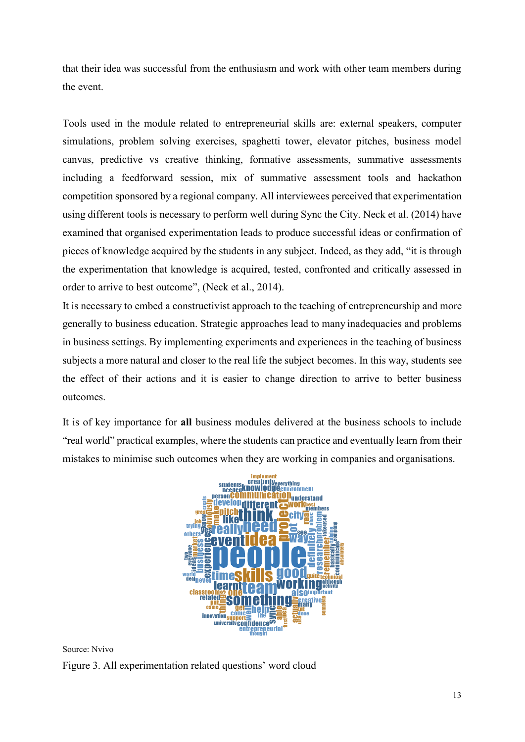that their idea was successful from the enthusiasm and work with other team members during the event.

Tools used in the module related to entrepreneurial skills are: external speakers, computer simulations, problem solving exercises, spaghetti tower, elevator pitches, business model canvas, predictive vs creative thinking, formative assessments, summative assessments including a feedforward session, mix of summative assessment tools and hackathon competition sponsored by a regional company. All interviewees perceived that experimentation using different tools is necessary to perform well during Sync the City. Neck et al. (2014) have examined that organised experimentation leads to produce successful ideas or confirmation of pieces of knowledge acquired by the students in any subject. Indeed, as they add, "it is through the experimentation that knowledge is acquired, tested, confronted and critically assessed in order to arrive to best outcome", (Neck et al., 2014).

It is necessary to embed a constructivist approach to the teaching of entrepreneurship and more generally to business education. Strategic approaches lead to many inadequacies and problems in business settings. By implementing experiments and experiences in the teaching of business subjects a more natural and closer to the real life the subject becomes. In this way, students see the effect of their actions and it is easier to change direction to arrive to better business outcomes.

It is of key importance for **all** business modules delivered at the business schools to include "real world" practical examples, where the students can practice and eventually learn from their mistakes to minimise such outcomes when they are working in companies and organisations.

Source: Nvivo

Figure 3. All experimentation related questions' word cloud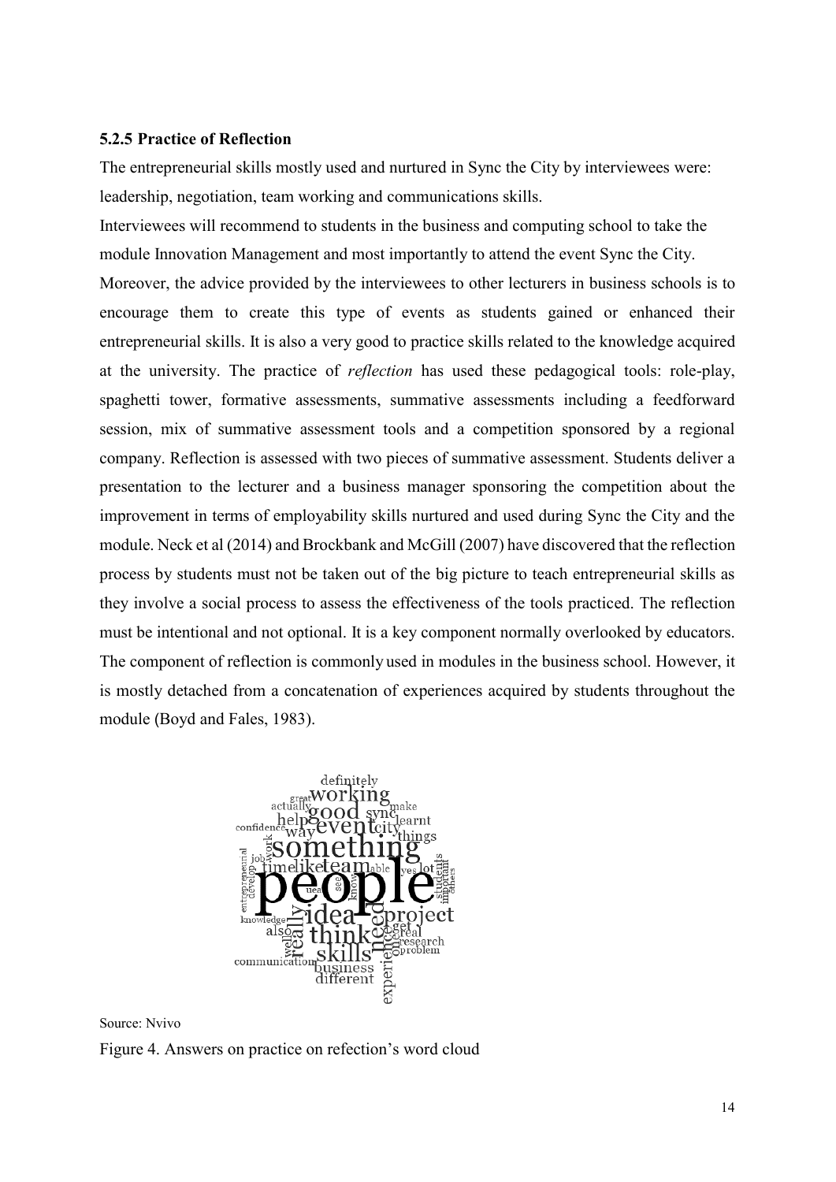### 5.2.5 Practice of Reflection

The entrepreneurial skills mostly used and nurtured in Sync the City by interviewees were: leadership, negotiation, team working and communications skills.

Interviewees will recommend to students in the business and computing school to take the module Innovation Management and most importantly to attend the event Sync the City.

Moreover, the advice provided by the interviewees to other lecturers in business schools is to encourage them to create this type of events as students gained or enhanced their entrepreneurial skills. It is also a very good to practice skills related to the knowledge acquired at the university. The practice of *reflection* has used these pedagogical tools: role-play, spaghetti tower, formative assessments, summative assessments including a feedforward session, mix of summative assessment tools and a competition sponsored by a regional company. Reflection is assessed with two pieces of summative assessment. Students deliver a presentation to the lecturer and a business manager sponsoring the competition about the improvement in terms of employability skills nurtured and used during Sync the City and the module. Neck et al (2014) and Brockbank and McGill (2007) have discovered that the reflection process by students must not be taken out of the big picture to teach entrepreneurial skills as they involve a social process to assess the effectiveness of the tools practiced. The reflection must be intentional and not optional. It is a key component normally overlooked by educators. The component of reflection is commonly used in modules in the business school. However, it is mostly detached from a concatenation of experiences acquired by students throughout the module (Boyd and Fales, 1983).

Source: Nvivo

Figure 4. Answers on practice on refection's word cloud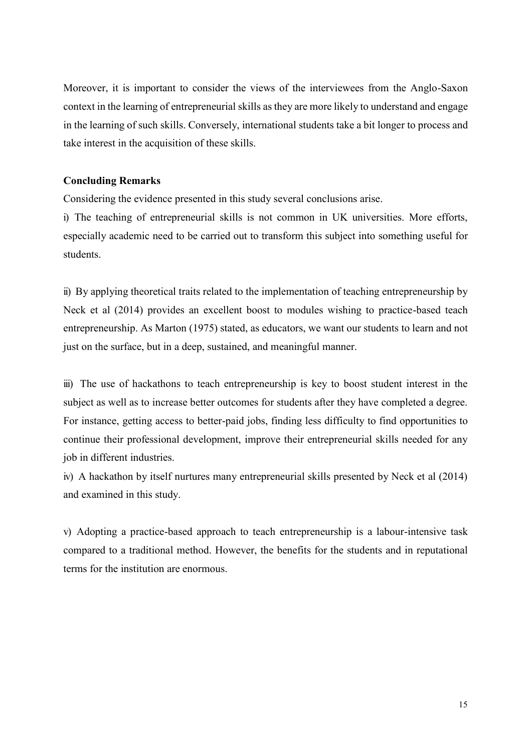Moreover, it is important to consider the views of the interviewees from the Anglo-Saxon context in the learning of entrepreneurial skills as they are more likely to understand and engage in the learning of such skills. Conversely, international students take a bit longer to process and take interest in the acquisition of these skills.

**Concluding Remarks**

Considering the evidence presented in this study several conclusions arise.

i) The teaching of entrepreneurial skills is not common in UK universities. More efforts, especially academic need to be carried out to transform this subject into something useful for students.

ii) By applying theoretical traits related to the implementation of teaching entrepreneurship by Neck et al (2014) provides an excellent boost to modules wishing to practice-based teach entrepreneurship. As Marton (1975) stated, as educators, we want our students to learn and not just on the surface, but in a deep, sustained, and meaningful manner.

iii) The use of hackathons to teach entrepreneurship is key to boost student interest in the subject as well as to increase better outcomes for students after they have completed a degree. For instance, getting access to better-paid jobs, finding less difficulty to find opportunities to continue their professional development, improve their entrepreneurial skills needed for any job in different industries.

iv) A hackathon by itself nurtures many entrepreneurial skills presented by Neck et al (2014) and examined in this study.

v) Adopting a practice-based approach to teach entrepreneurship is a labour-intensive task compared to a traditional method. However, the benefits for the students and in reputational terms for the institution are enormous.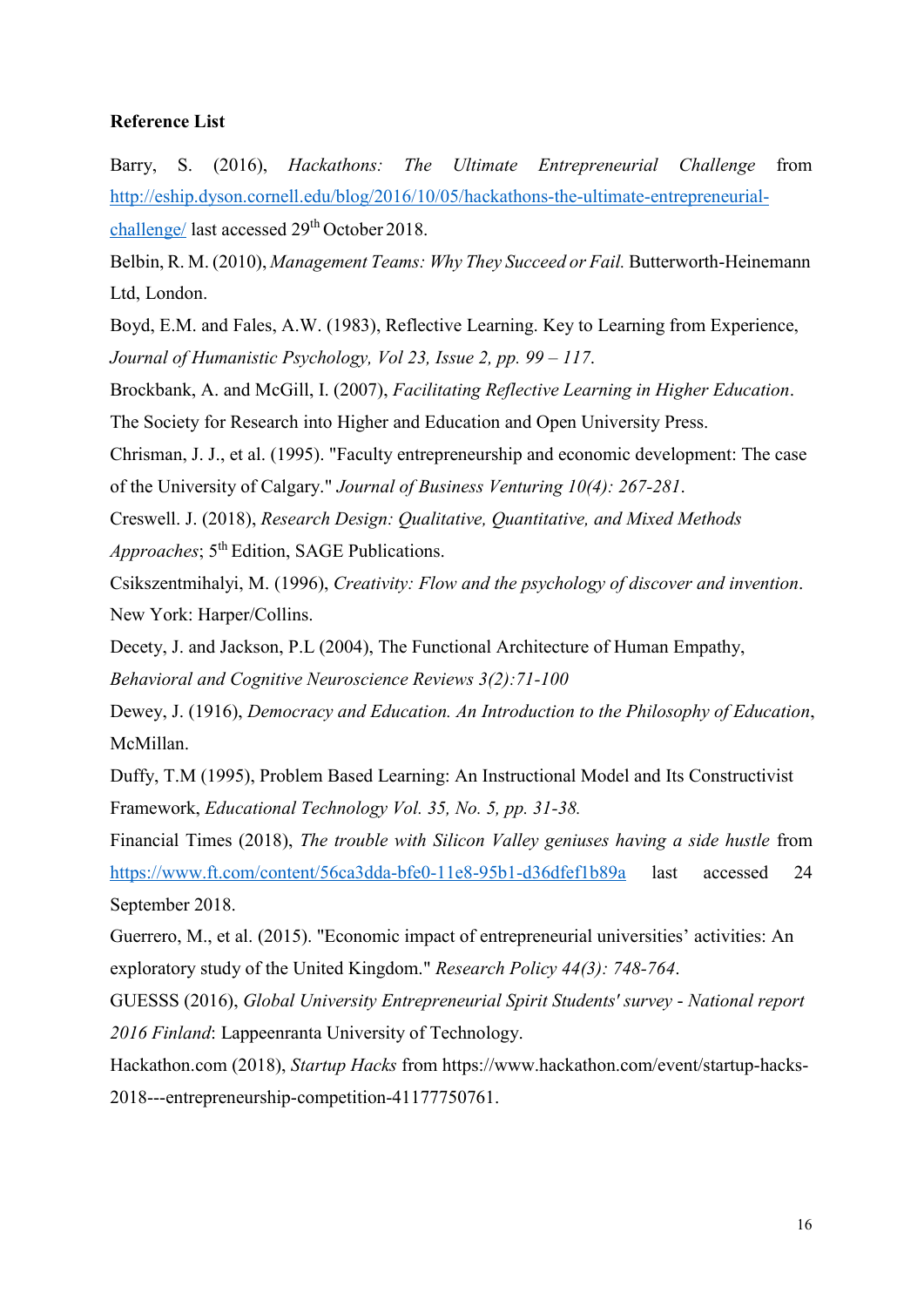**Reference List**

Barry, S. (2016), *Hackathons: The Ultimate Entrepreneurial Challenge* from http://eship.dyson.cornell.edu/blog/2016/10/05/hackathons-the-ultimate-entrepreneurial-challenge/ last accessed 29th October 2018.

Belbin, R. M. (2010), *Management Teams: Why They Succeed or Fail.* Butterworth-Heinemann Ltd, London.

Boyd, E.M. and Fales, A.W. (1983), Reflective Learning. Key to Learning from Experience, *Journal of Humanistic Psychology, Vol 23, Issue 2, pp. 99 – 117.*

Brockbank, A. and McGill, I. (2007), *Facilitating Reflective Learning in Higher Education*. The Society for Research into Higher and Education and Open University Press.

Chrisman, J. J., et al. (1995). "Faculty entrepreneurship and economic development: The case of the University of Calgary." *Journal of Business Venturing 10(4): 267-281*.

Creswell. J. (2018), *Research Design: Qualitative, Quantitative, and Mixed Methods Approaches*; 5th Edition, SAGE Publications.

Csikszentmihalyi, M. (1996), *Creativity: Flow and the psychology of discover and invention*. New York: Harper/Collins.

Decety, J. and Jackson, P.L (2004), The Functional Architecture of Human Empathy, *Behavioral and Cognitive Neuroscience Reviews 3(2):71-100*

Dewey, J. (1916), *Democracy and Education. An Introduction to the Philosophy of Education*, McMillan.

Duffy, T.M (1995), Problem Based Learning: An Instructional Model and Its Constructivist Framework, *Educational Technology Vol. 35, No. 5, pp. 31-38.*

Financial Times (2018), *The trouble with Silicon Valley geniuses having a side hustle* from https://www.ft.com/content/56ca3dda-bfe0-11e8-95b1-d36dfef1b89a last accessed 24 September 2018.

Guerrero, M., et al. (2015). "Economic impact of entrepreneurial universities' activities: An exploratory study of the United Kingdom." *Research Policy 44(3): 748-764*.

GUESSS (2016), *Global University Entrepreneurial Spirit Students' survey - National report 2016 Finland*: Lappeenranta University of Technology.

Hackathon.com (2018), *Startup Hacks* from https://www.hackathon.com/event/startup-hacks-2018---entrepreneurship-competition-41177750761.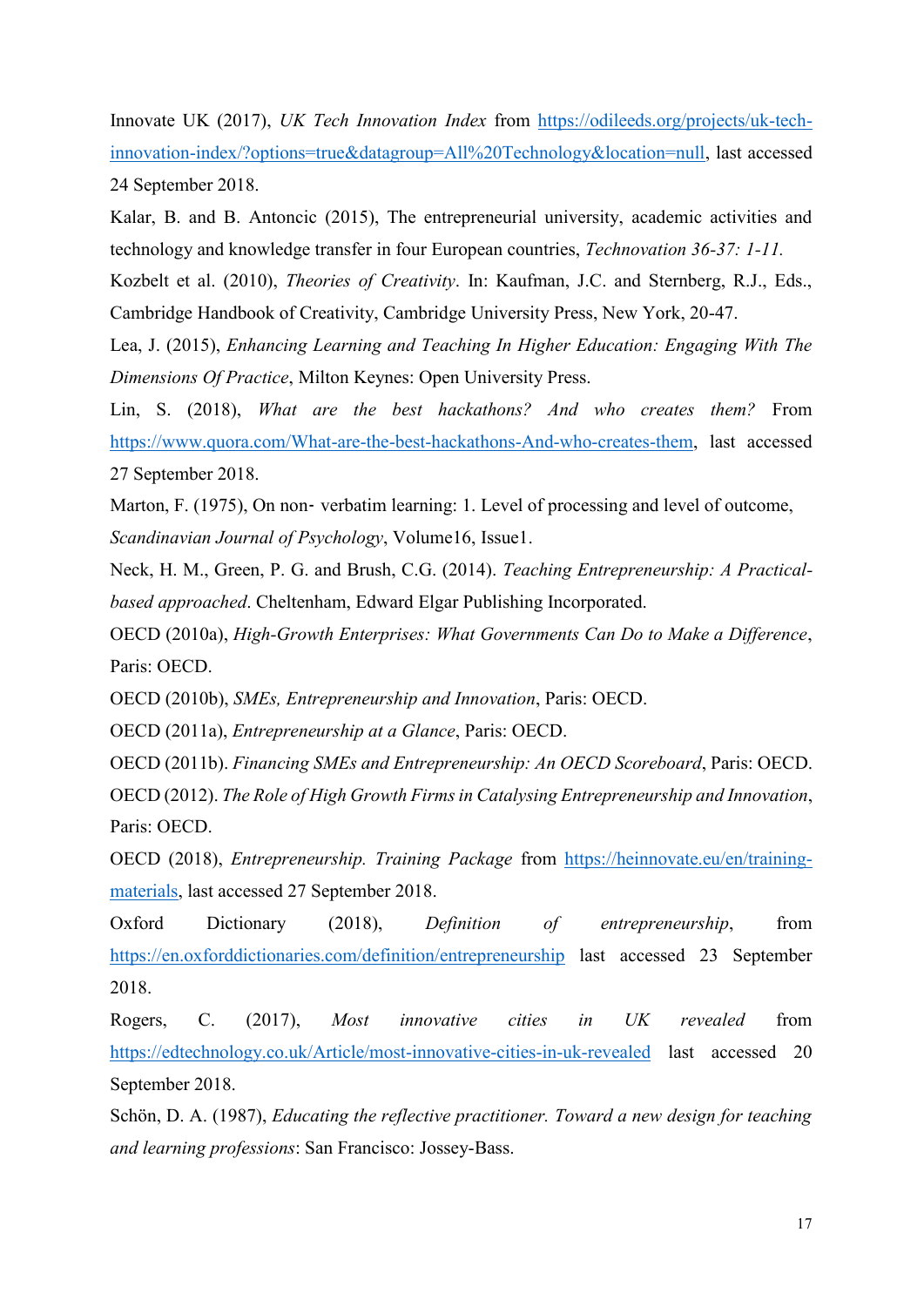Innovate UK (2017), *UK Tech Innovation Index* from https://odileeds.org/projects/uk-tech-innovation-index/?options=true&datagroup=All%20Technology&location=null, last accessed 24 September 2018.

Kalar, B. and B. Antoncic (2015), The entrepreneurial university, academic activities and technology and knowledge transfer in four European countries, *Technovation 36-37: 1-11.*

Kozbelt et al. (2010), *Theories of Creativity*. In: Kaufman, J.C. and Sternberg, R.J., Eds., Cambridge Handbook of Creativity, Cambridge University Press, New York, 20-47.

Lea, J. (2015), *Enhancing Learning and Teaching In Higher Education: Engaging With The Dimensions Of Practice*, Milton Keynes: Open University Press.

Lin, S. (2018), *What are the best hackathons? And who creates them?* From https://www.quora.com/What-are-the-best-hackathons-And-who-creates-them, last accessed 27 September 2018.

Marton, F. (1975), On non‐ verbatim learning: 1. Level of processing and level of outcome, *Scandinavian Journal of Psychology*, Volume16, Issue1.

Neck, H. M., Green, P. G. and Brush, C.G. (2014). *Teaching Entrepreneurship: A Practical-based approached*. Cheltenham, Edward Elgar Publishing Incorporated.

OECD (2010a), *High-Growth Enterprises: What Governments Can Do to Make a Difference*, Paris: OECD.

OECD (2010b), *SMEs, Entrepreneurship and Innovation*, Paris: OECD.

OECD (2011a), *Entrepreneurship at a Glance*, Paris: OECD.

OECD (2011b). *Financing SMEs and Entrepreneurship: An OECD Scoreboard*, Paris: OECD.

OECD (2012). *The Role of High Growth Firms in Catalysing Entrepreneurship and Innovation*, Paris: OECD.

OECD (2018), *Entrepreneurship. Training Package* from https://heinnovate.eu/en/training-materials, last accessed 27 September 2018.

Oxford Dictionary (2018), *Definition of entrepreneurship*, from https://en.oxforddictionaries.com/definition/entrepreneurship last accessed 23 September 2018.

Rogers, C. (2017), *Most innovative cities in UK revealed* from https://edtechnology.co.uk/Article/most-innovative-cities-in-uk-revealed last accessed 20 September 2018.

Schön, D. A. (1987), *Educating the reflective practitioner. Toward a new design for teaching and learning professions*: San Francisco: Jossey-Bass.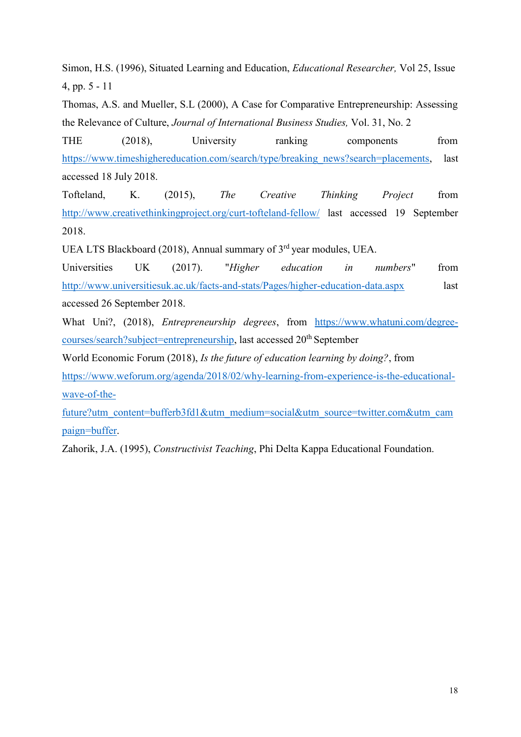Simon, H.S. (1996), Situated Learning and Education, *Educational Researcher,* Vol 25, Issue 4, pp. 5 - 11

Thomas, A.S. and Mueller, S.L (2000), A Case for Comparative Entrepreneurship: Assessing the Relevance of Culture, *Journal of International Business Studies,* Vol. 31, No. 2

THE (2018), University ranking components from https://www.timeshighereducation.com/search/type/breaking_news?search=placements, last accessed 18 July 2018.

Tofteland, K. (2015), *The Creative Thinking Project* from http://www.creativethinkingproject.org/curt-tofteland-fellow/ last accessed 19 September 2018.

UEA LTS Blackboard (2018), Annual summary of 3rd year modules, UEA.

Universities UK (2017). "*Higher education in numbers*" from http://www.universitiesuk.ac.uk/facts-and-stats/Pages/higher-education-data.aspx last accessed 26 September 2018.

What Uni?, (2018), *Entrepreneurship degrees*, from https://www.whatuni.com/degree-courses/search?subject=entrepreneurship, last accessed 20th September

World Economic Forum (2018), *Is the future of education learning by doing?*, from https://www.weforum.org/agenda/2018/02/why-learning-from-experience-is-the-educational-wave-of-the-future?utm_content=bufferb3fd1&utm_medium=social&utm_source=twitter.com&utm_campaign=buffer.

Zahorik, J.A. (1995), *Constructivist Teaching*, Phi Delta Kappa Educational Foundation.